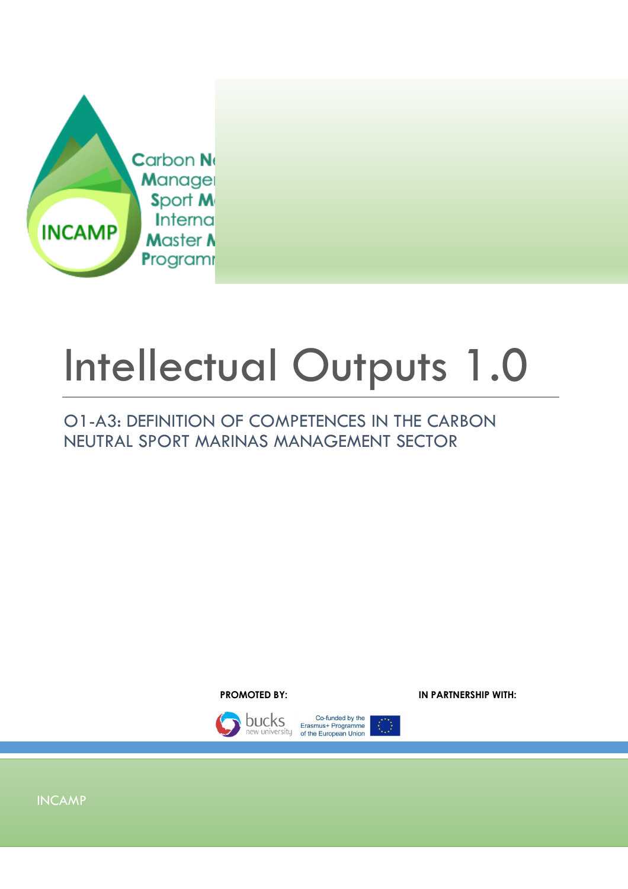Carbon N
Manage
Sport M
Interna
Master M
Programm

INCAMP

# Intellectual Outputs 1.0

## O1-A3: DEFINITION OF COMPETENCES IN THE CARBON NEUTRAL SPORT MARINAS MANAGEMENT SECTOR

**PROMOTED BY:**

bucks new university

Co-funded by the Erasmus+ Programme of the European Union

**IN PARTNERSHIP WITH:**

INCAMP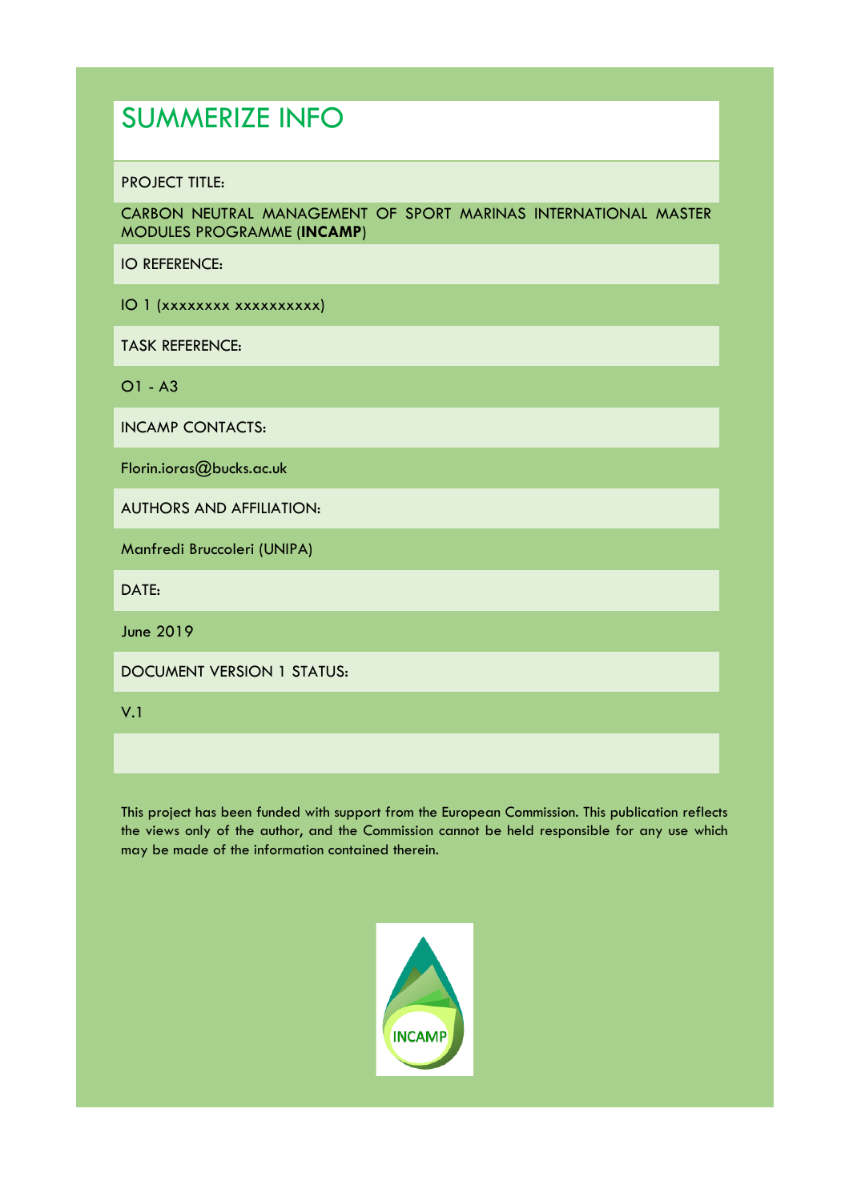# SUMMERIZE INFO

PROJECT TITLE:

CARBON NEUTRAL MANAGEMENT OF SPORT MARINAS INTERNATIONAL MASTER MODULES PROGRAMME (**INCAMP**)

IO REFERENCE:

IO 1 (xxxxxxxx xxxxxxxxxx)

TASK REFERENCE:

O1 - A3

INCAMP CONTACTS:

Florin.ioras@bucks.ac.uk

AUTHORS AND AFFILIATION:

Manfredi Bruccoleri (UNIPA)

DATE:

June 2019

DOCUMENT VERSION 1 STATUS:

V.1

This project has been funded with support from the European Commission. This publication reflects the views only of the author, and the Commission cannot be held responsible for any use which may be made of the information contained therein.

INCAMP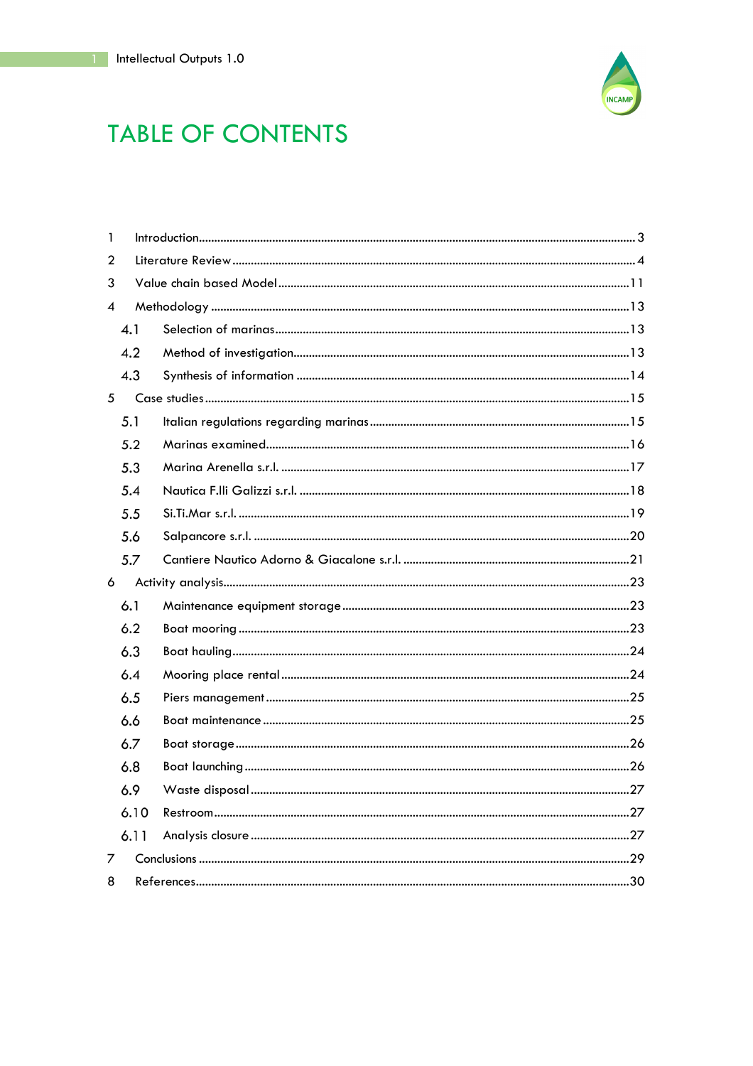# TABLE OF CONTENTS

1 Introduction ... 3
2 Literature Review ... 4
3 Value chain based Model ... 11
4 Methodology ... 13
 4.1 Selection of marinas ... 13
 4.2 Method of investigation ... 13
 4.3 Synthesis of information ... 14
5 Case studies ... 15
 5.1 Italian regulations regarding marinas ... 15
 5.2 Marinas examined ... 16
 5.3 Marina Arenella s.r.l. ... 17
 5.4 Nautica F.lli Galizzi s.r.l. ... 18
 5.5 Si.Ti.Mar s.r.l. ... 19
 5.6 Salpancore s.r.l. ... 20
 5.7 Cantiere Nautico Adorno & Giacalone s.r.l. ... 21
6 Activity analysis ... 23
 6.1 Maintenance equipment storage ... 23
 6.2 Boat mooring ... 23
 6.3 Boat hauling ... 24
 6.4 Mooring place rental ... 24
 6.5 Piers management ... 25
 6.6 Boat maintenance ... 25
 6.7 Boat storage ... 26
 6.8 Boat launching ... 26
 6.9 Waste disposal ... 27
 6.10 Restroom ... 27
 6.11 Analysis closure ... 27
7 Conclusions ... 29
8 References ... 30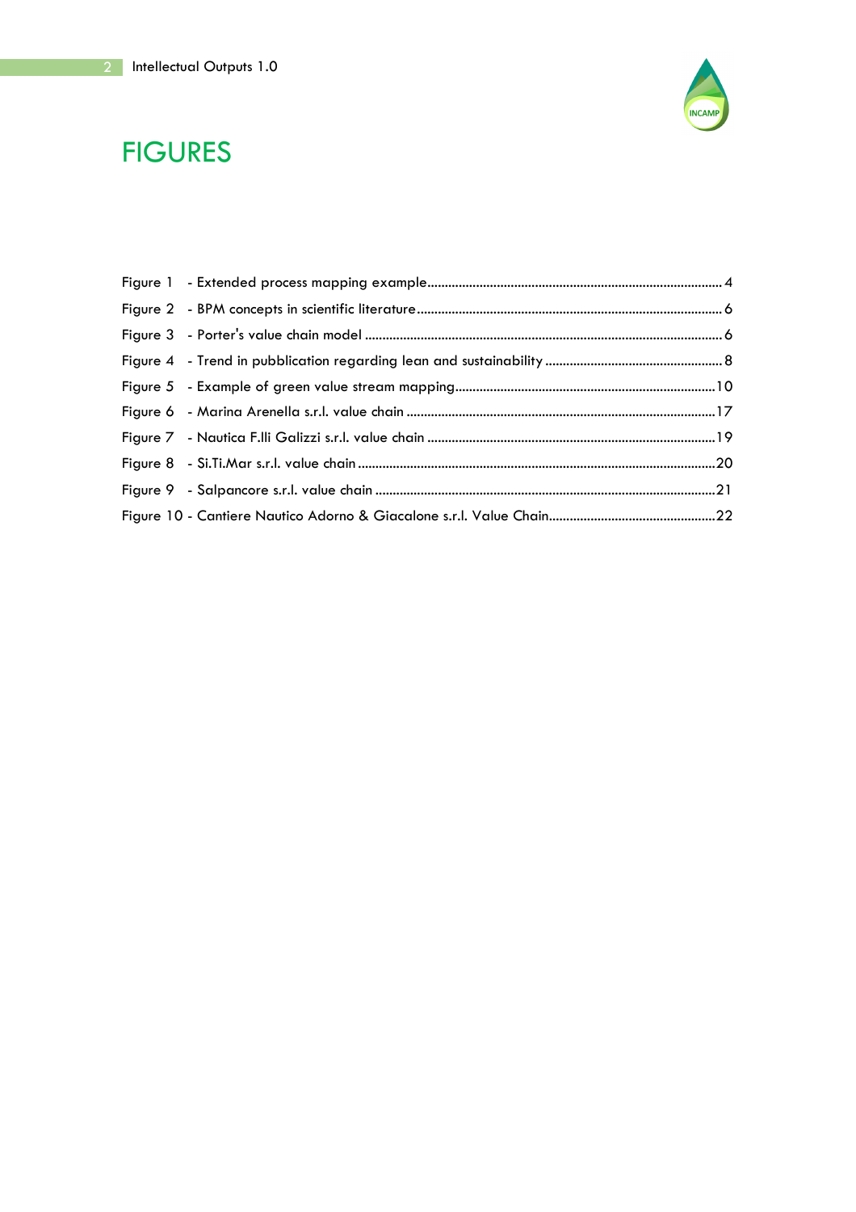# FIGURES

Figure 1 - Extended process mapping example....................................................................................4

Figure 2 - BPM concepts in scientific literature.......................................................................................6

Figure 3 - Porter's value chain model .......................................................................................................6

Figure 4 - Trend in pubblication regarding lean and sustainability ....................................................8

Figure 5 - Example of green value stream mapping...........................................................................10

Figure 6 - Marina Arenella s.r.l. value chain .........................................................................................17

Figure 7 - Nautica F.lli Galizzi s.r.l. value chain ...................................................................................19

Figure 8 - Si.Ti.Mar s.r.l. value chain .......................................................................................................20

Figure 9 - Salpancore s.r.l. value chain ..................................................................................................21

Figure 10 - Cantiere Nautico Adorno & Giacalone s.r.l. Value Chain................................................22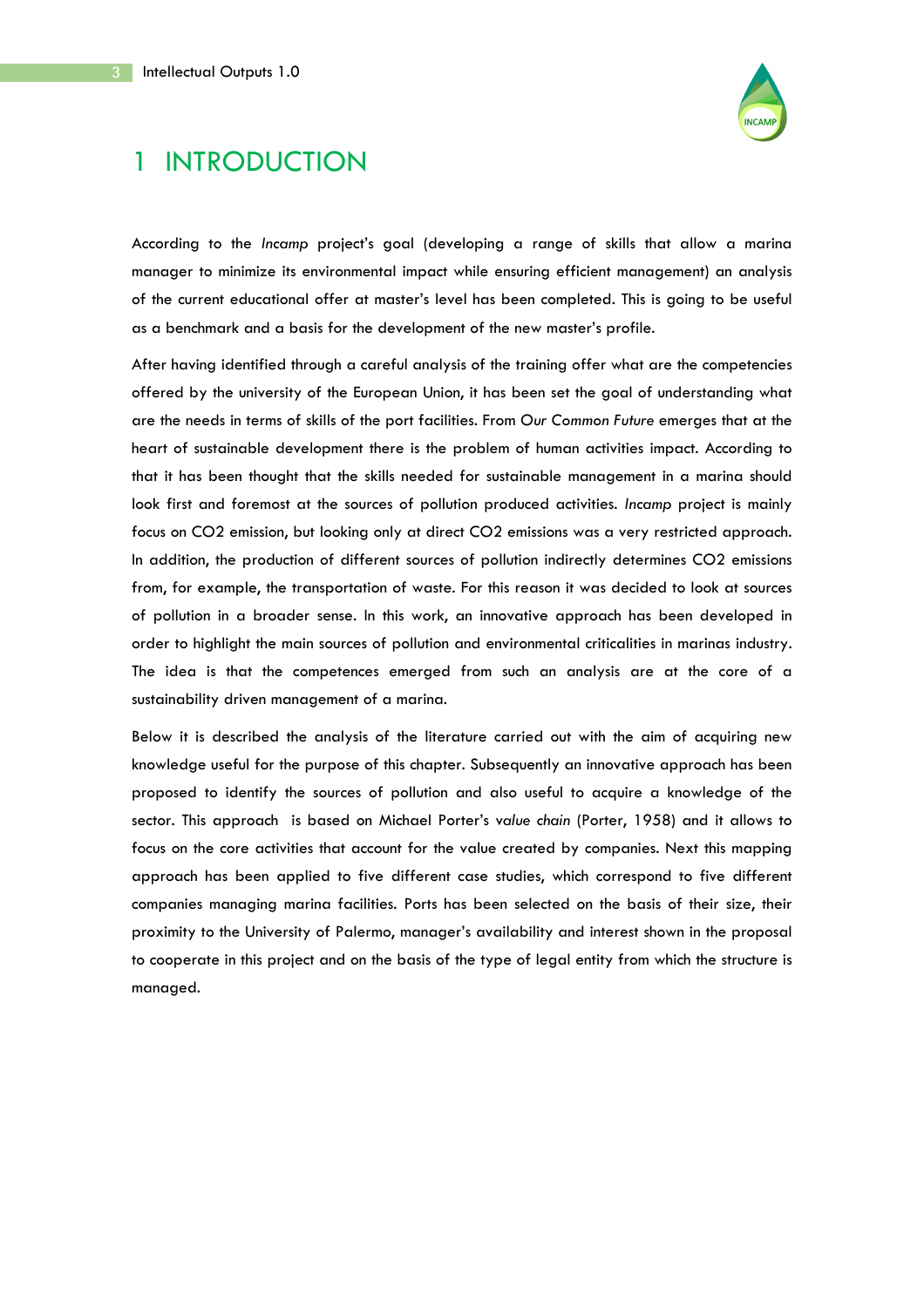# 1 INTRODUCTION

According to the *Incamp* project's goal (developing a range of skills that allow a marina manager to minimize its environmental impact while ensuring efficient management) an analysis of the current educational offer at master's level has been completed. This is going to be useful as a benchmark and a basis for the development of the new master's profile.

After having identified through a careful analysis of the training offer what are the competencies offered by the university of the European Union, it has been set the goal of understanding what are the needs in terms of skills of the port facilities. From *Our Common Future* emerges that at the heart of sustainable development there is the problem of human activities impact. According to that it has been thought that the skills needed for sustainable management in a marina should look first and foremost at the sources of pollution produced activities. *Incamp* project is mainly focus on $CO_2$ emission, but looking only at direct $CO_2$ emissions was a very restricted approach. In addition, the production of different sources of pollution indirectly determines $CO_2$ emissions from, for example, the transportation of waste. For this reason it was decided to look at sources of pollution in a broader sense. In this work, an innovative approach has been developed in order to highlight the main sources of pollution and environmental criticalities in marinas industry. The idea is that the competences emerged from such an analysis are at the core of a sustainability driven management of a marina.

Below it is described the analysis of the literature carried out with the aim of acquiring new knowledge useful for the purpose of this chapter. Subsequently an innovative approach has been proposed to identify the sources of pollution and also useful to acquire a knowledge of the sector. This approach is based on Michael Porter's *value chain* (Porter, 1958) and it allows to focus on the core activities that account for the value created by companies. Next this mapping approach has been applied to five different case studies, which correspond to five different companies managing marina facilities. Ports has been selected on the basis of their size, their proximity to the University of Palermo, manager's availability and interest shown in the proposal to cooperate in this project and on the basis of the type of legal entity from which the structure is managed.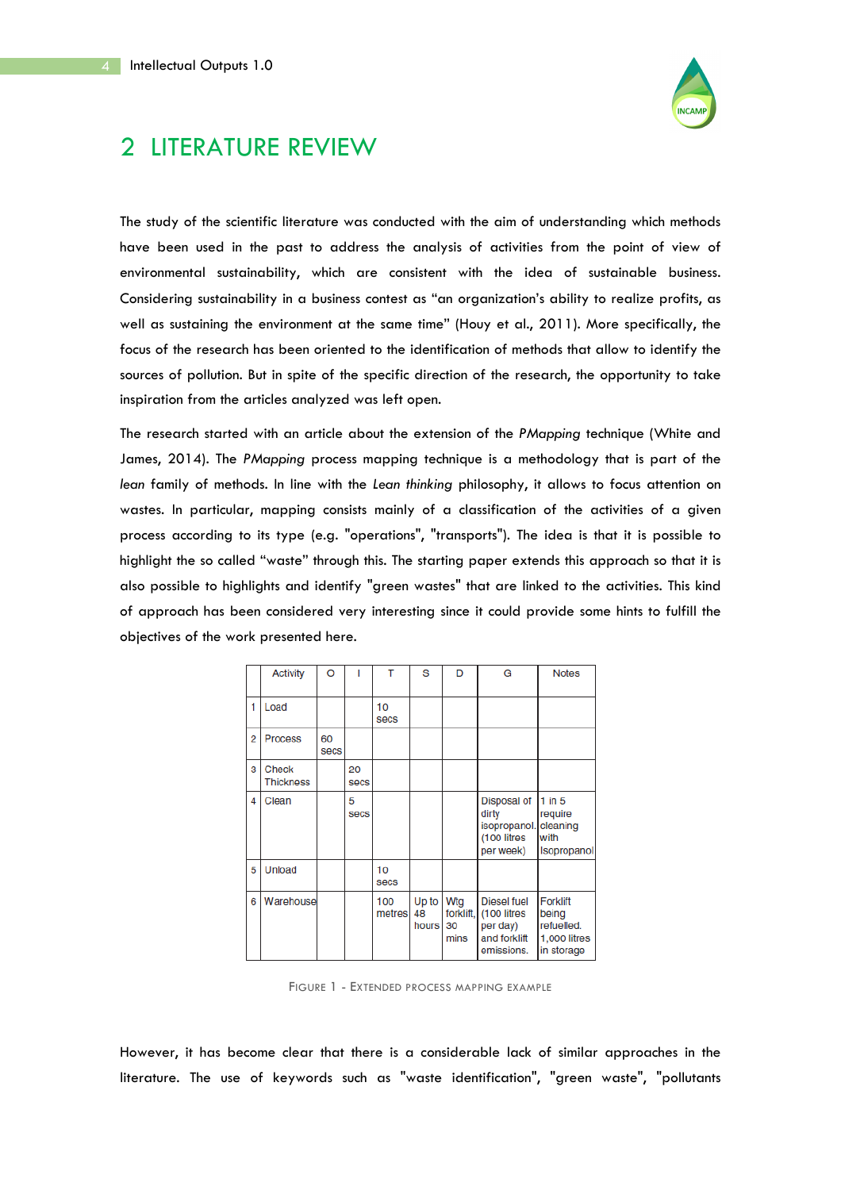# 2 LITERATURE REVIEW

The study of the scientific literature was conducted with the aim of understanding which methods have been used in the past to address the analysis of activities from the point of view of environmental sustainability, which are consistent with the idea of sustainable business. Considering sustainability in a business contest as "an organization's ability to realize profits, as well as sustaining the environment at the same time" (Houy et al., 2011). More specifically, the focus of the research has been oriented to the identification of methods that allow to identify the sources of pollution. But in spite of the specific direction of the research, the opportunity to take inspiration from the articles analyzed was left open.

The research started with an article about the extension of the *PMapping* technique (White and James, 2014). The *PMapping* process mapping technique is a methodology that is part of the *lean* family of methods. In line with the *Lean thinking* philosophy, it allows to focus attention on wastes. In particular, mapping consists mainly of a classification of the activities of a given process according to its type (e.g. "operations", "transports"). The idea is that it is possible to highlight the so called "waste" through this. The starting paper extends this approach so that it is also possible to highlights and identify "green wastes" that are linked to the activities. This kind of approach has been considered very interesting since it could provide some hints to fulfill the objectives of the work presented here.

| | Activity | O | I | T | S | D | G | Notes |
|---|---|---|---|---|---|---|---|---|
| 1 | Load | | | 10 secs | | | | |
| 2 | Process | 60 secs | | | | | | |
| 3 | Check Thickness | | 20 secs | | | | | |
| 4 | Clean | | 5 secs | | | | Disposal of dirty isopropanol. (100 litres per week) | 1 in 5 require cleaning with Isopropanol |
| 5 | Unload | | | 10 secs | | | | |
| 6 | Warehouse | | | 100 metres | Up to 48 hours | Wtg forklift, 30 mins | Diesel fuel (100 litres per day) and forklift emissions. | Forklift being refuelled. 1,000 litres in storage |

FIGURE 1 - EXTENDED PROCESS MAPPING EXAMPLE

However, it has become clear that there is a considerable lack of similar approaches in the literature. The use of keywords such as "waste identification", "green waste", "pollutants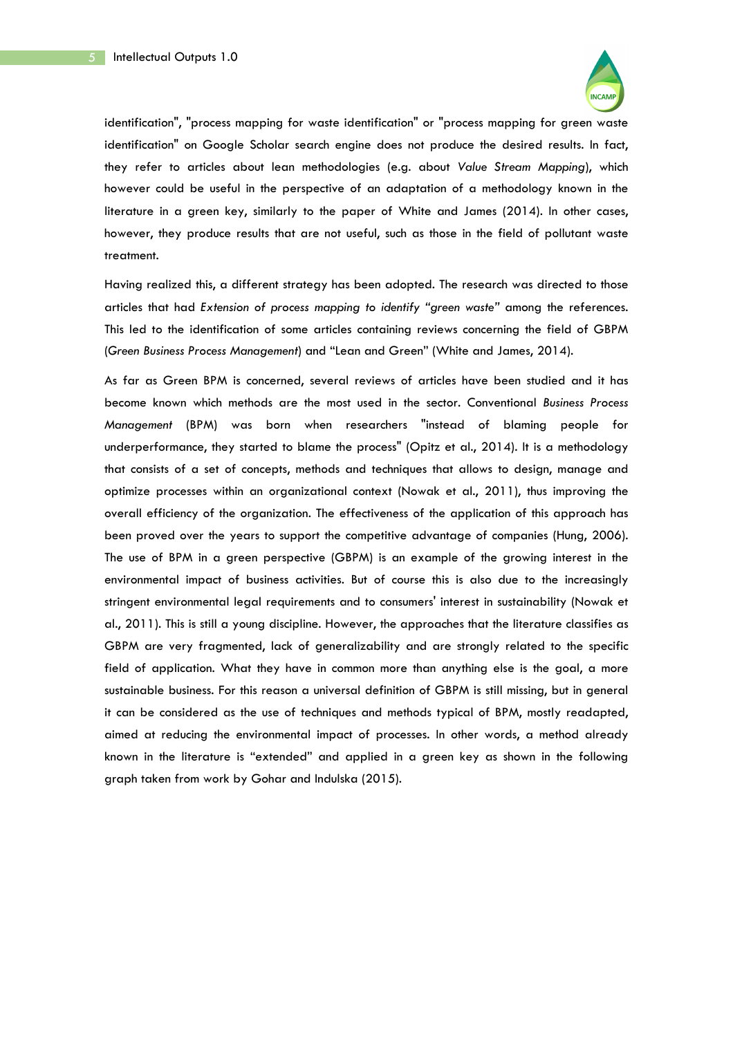identification", "process mapping for waste identification" or "process mapping for green waste identification" on Google Scholar search engine does not produce the desired results. In fact, they refer to articles about lean methodologies (e.g. about *Value Stream Mapping*), which however could be useful in the perspective of an adaptation of a methodology known in the literature in a green key, similarly to the paper of White and James (2014). In other cases, however, they produce results that are not useful, such as those in the field of pollutant waste treatment.

Having realized this, a different strategy has been adopted. The research was directed to those articles that had *Extension of process mapping to identify "green waste"* among the references. This led to the identification of some articles containing reviews concerning the field of GBPM (*Green Business Process Management*) and "Lean and Green" (White and James, 2014).

As far as Green BPM is concerned, several reviews of articles have been studied and it has become known which methods are the most used in the sector. Conventional *Business Process Management* (BPM) was born when researchers "instead of blaming people for underperformance, they started to blame the process" (Opitz et al., 2014). It is a methodology that consists of a set of concepts, methods and techniques that allows to design, manage and optimize processes within an organizational context (Nowak et al., 2011), thus improving the overall efficiency of the organization. The effectiveness of the application of this approach has been proved over the years to support the competitive advantage of companies (Hung, 2006). The use of BPM in a green perspective (GBPM) is an example of the growing interest in the environmental impact of business activities. But of course this is also due to the increasingly stringent environmental legal requirements and to consumers' interest in sustainability (Nowak et al., 2011). This is still a young discipline. However, the approaches that the literature classifies as GBPM are very fragmented, lack of generalizability and are strongly related to the specific field of application. What they have in common more than anything else is the goal, a more sustainable business. For this reason a universal definition of GBPM is still missing, but in general it can be considered as the use of techniques and methods typical of BPM, mostly readapted, aimed at reducing the environmental impact of processes. In other words, a method already known in the literature is "extended" and applied in a green key as shown in the following graph taken from work by Gohar and Indulska (2015).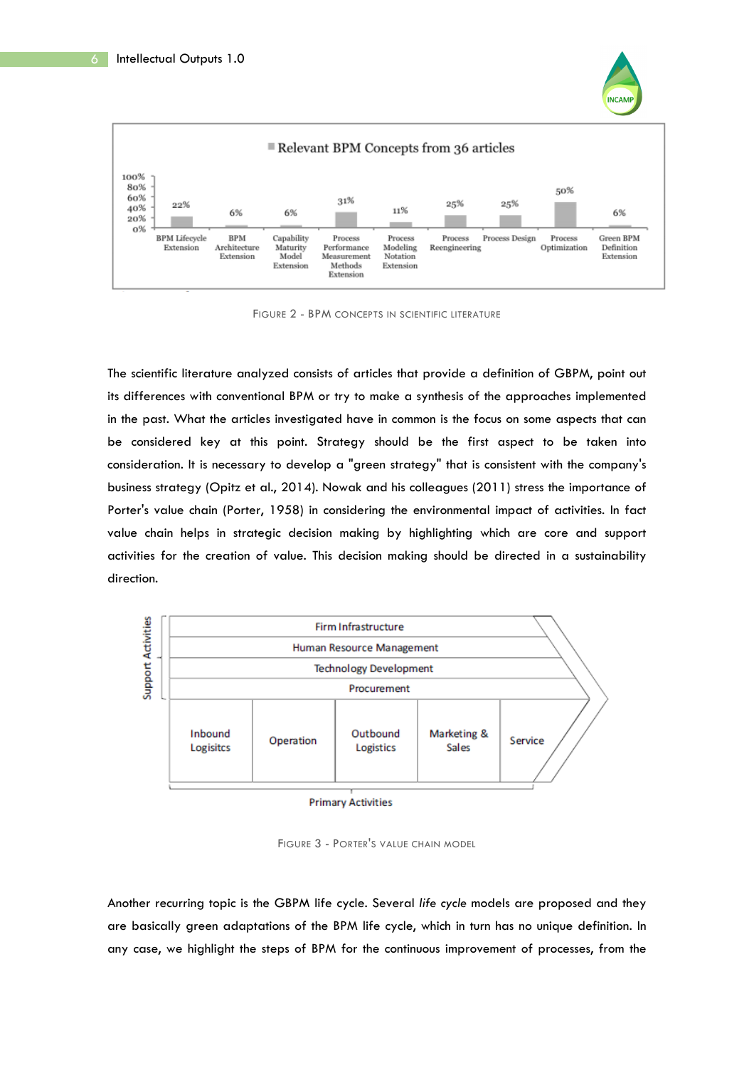**Relevant BPM Concepts from 36 articles**

| Concept | % |
| --- | --- |
| BPM Lifecycle Extension | 22% |
| BPM Architecture Extension | 6% |
| Capability Maturity Model Extension | 6% |
| Process Performance Measurement Methods Extension | 31% |
| Process Modeling Notation Extension | 11% |
| Process Reengineering | 25% |
| Process Design | 25% |
| Process Optimization | 50% |
| Green BPM Definition Extension | 6% |

FIGURE 2 - BPM CONCEPTS IN SCIENTIFIC LITERATURE

The scientific literature analyzed consists of articles that provide a definition of GBPM, point out its differences with conventional BPM or try to make a synthesis of the approaches implemented in the past. What the articles investigated have in common is the focus on some aspects that can be considered key at this point. Strategy should be the first aspect to be taken into consideration. It is necessary to develop a "green strategy" that is consistent with the company's business strategy (Opitz et al., 2014). Nowak and his colleagues (2011) stress the importance of Porter's value chain (Porter, 1958) in considering the environmental impact of activities. In fact value chain helps in strategic decision making by highlighting which are core and support activities for the creation of value. This decision making should be directed in a sustainability direction.

Support Activities: Firm Infrastructure; Human Resource Management; Technology Development; Procurement

Primary Activities: Inbound Logisitcs; Operation; Outbound Logistics; Marketing & Sales; Service

FIGURE 3 - PORTER'S VALUE CHAIN MODEL

Another recurring topic is the GBPM life cycle. Several *life cycle* models are proposed and they are basically green adaptations of the BPM life cycle, which in turn has no unique definition. In any case, we highlight the steps of BPM for the continuous improvement of processes, from the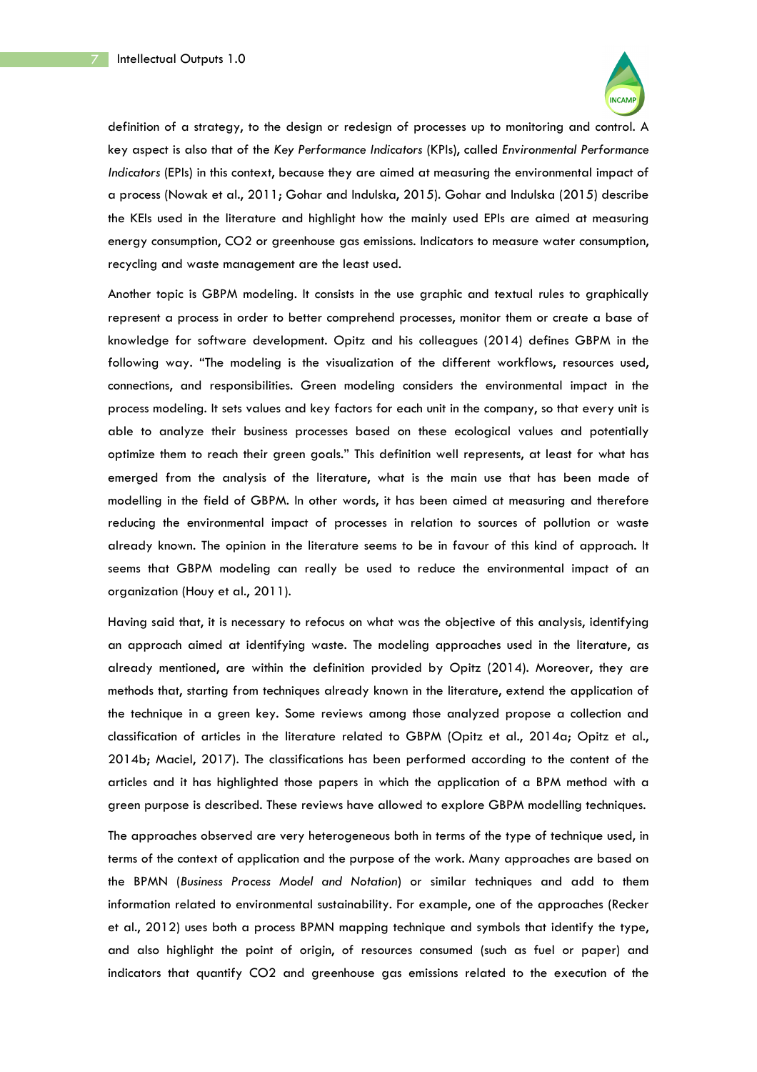definition of a strategy, to the design or redesign of processes up to monitoring and control. A key aspect is also that of the *Key Performance Indicators* (KPIs), called *Environmental Performance Indicators* (EPIs) in this context, because they are aimed at measuring the environmental impact of a process (Nowak et al., 2011; Gohar and Indulska, 2015). Gohar and Indulska (2015) describe the KEIs used in the literature and highlight how the mainly used EPIs are aimed at measuring energy consumption, $CO_2$ or greenhouse gas emissions. Indicators to measure water consumption, recycling and waste management are the least used.

Another topic is GBPM modeling. It consists in the use graphic and textual rules to graphically represent a process in order to better comprehend processes, monitor them or create a base of knowledge for software development. Opitz and his colleagues (2014) defines GBPM in the following way. "The modeling is the visualization of the different workflows, resources used, connections, and responsibilities. Green modeling considers the environmental impact in the process modeling. It sets values and key factors for each unit in the company, so that every unit is able to analyze their business processes based on these ecological values and potentially optimize them to reach their green goals." This definition well represents, at least for what has emerged from the analysis of the literature, what is the main use that has been made of modelling in the field of GBPM. In other words, it has been aimed at measuring and therefore reducing the environmental impact of processes in relation to sources of pollution or waste already known. The opinion in the literature seems to be in favour of this kind of approach. It seems that GBPM modeling can really be used to reduce the environmental impact of an organization (Houy et al., 2011).

Having said that, it is necessary to refocus on what was the objective of this analysis, identifying an approach aimed at identifying waste. The modeling approaches used in the literature, as already mentioned, are within the definition provided by Opitz (2014). Moreover, they are methods that, starting from techniques already known in the literature, extend the application of the technique in a green key. Some reviews among those analyzed propose a collection and classification of articles in the literature related to GBPM (Opitz et al., 2014a; Opitz et al., 2014b; Maciel, 2017). The classifications has been performed according to the content of the articles and it has highlighted those papers in which the application of a BPM method with a green purpose is described. These reviews have allowed to explore GBPM modelling techniques.

The approaches observed are very heterogeneous both in terms of the type of technique used, in terms of the context of application and the purpose of the work. Many approaches are based on the BPMN (*Business Process Model and Notation*) or similar techniques and add to them information related to environmental sustainability. For example, one of the approaches (Recker et al., 2012) uses both a process BPMN mapping technique and symbols that identify the type, and also highlight the point of origin, of resources consumed (such as fuel or paper) and indicators that quantify $CO_2$ and greenhouse gas emissions related to the execution of the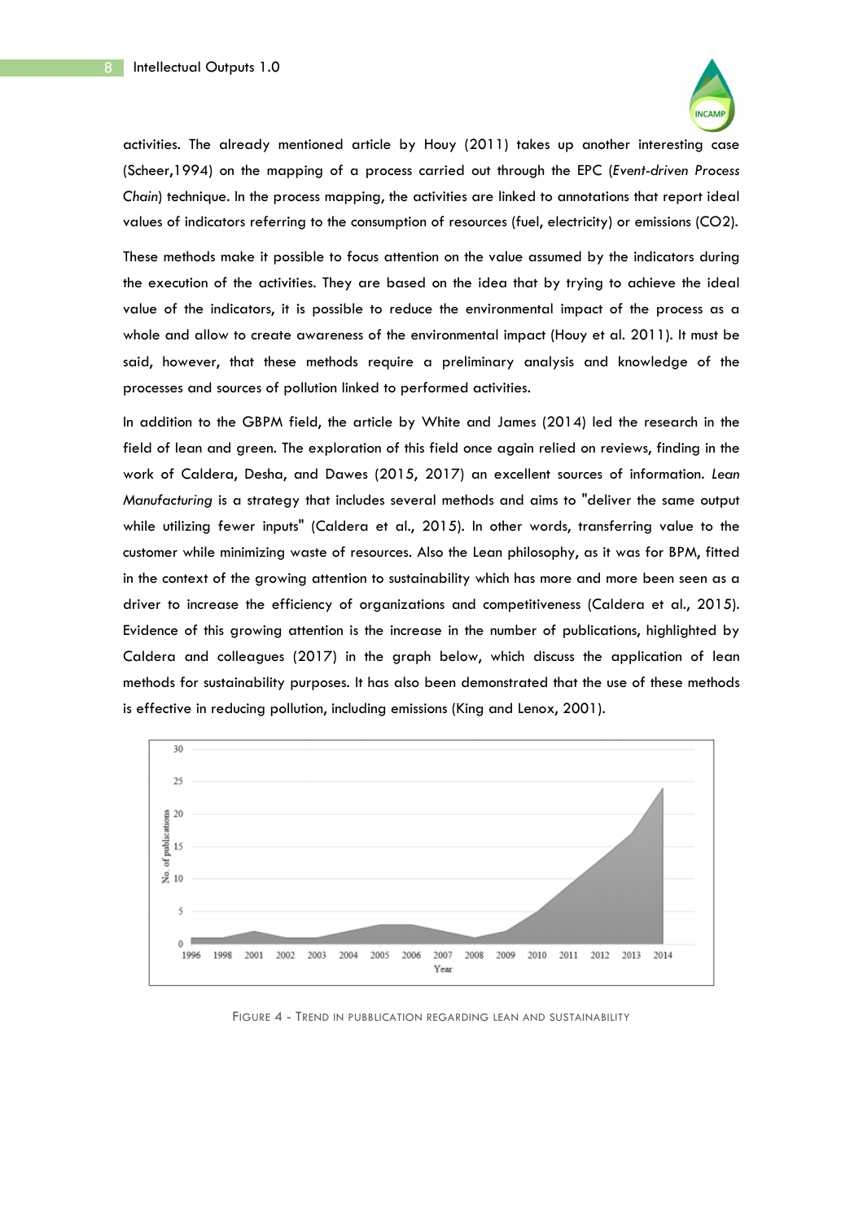activities. The already mentioned article by Houy (2011) takes up another interesting case (Scheer,1994) on the mapping of a process carried out through the EPC (*Event-driven Process Chain*) technique. In the process mapping, the activities are linked to annotations that report ideal values of indicators referring to the consumption of resources (fuel, electricity) or emissions (CO2).

These methods make it possible to focus attention on the value assumed by the indicators during the execution of the activities. They are based on the idea that by trying to achieve the ideal value of the indicators, it is possible to reduce the environmental impact of the process as a whole and allow to create awareness of the environmental impact (Houy et al. 2011). It must be said, however, that these methods require a preliminary analysis and knowledge of the processes and sources of pollution linked to performed activities.

In addition to the GBPM field, the article by White and James (2014) led the research in the field of lean and green. The exploration of this field once again relied on reviews, finding in the work of Caldera, Desha, and Dawes (2015, 2017) an excellent sources of information. *Lean Manufacturing* is a strategy that includes several methods and aims to "deliver the same output while utilizing fewer inputs" (Caldera et al., 2015). In other words, transferring value to the customer while minimizing waste of resources. Also the Lean philosophy, as it was for BPM, fitted in the context of the growing attention to sustainability which has more and more been seen as a driver to increase the efficiency of organizations and competitiveness (Caldera et al., 2015). Evidence of this growing attention is the increase in the number of publications, highlighted by Caldera and colleagues (2017) in the graph below, which discuss the application of lean methods for sustainability purposes. It has also been demonstrated that the use of these methods is effective in reducing pollution, including emissions (King and Lenox, 2001).

FIGURE 4 - TREND IN PUBBLICATION REGARDING LEAN AND SUSTAINABILITY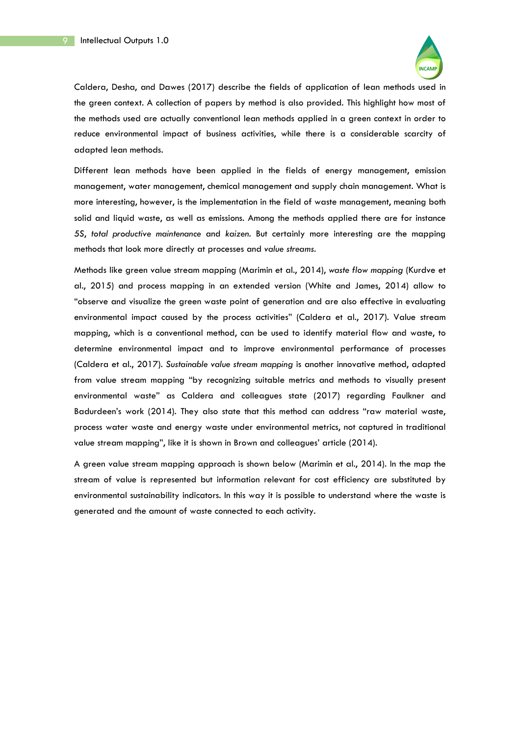Caldera, Desha, and Dawes (2017) describe the fields of application of lean methods used in the green context. A collection of papers by method is also provided. This highlight how most of the methods used are actually conventional lean methods applied in a green context in order to reduce environmental impact of business activities, while there is a considerable scarcity of adapted lean methods.

Different lean methods have been applied in the fields of energy management, emission management, water management, chemical management and supply chain management. What is more interesting, however, is the implementation in the field of waste management, meaning both solid and liquid waste, as well as emissions. Among the methods applied there are for instance *5S*, *total productive maintenance* and *kaizen*. But certainly more interesting are the mapping methods that look more directly at processes and *value streams*.

Methods like green value stream mapping (Marimin et al., 2014), *waste flow mapping* (Kurdve et al., 2015) and process mapping in an extended version (White and James, 2014) allow to "observe and visualize the green waste point of generation and are also effective in evaluating environmental impact caused by the process activities" (Caldera et al., 2017). Value stream mapping, which is a conventional method, can be used to identify material flow and waste, to determine environmental impact and to improve environmental performance of processes (Caldera et al., 2017). *Sustainable value stream mapping* is another innovative method, adapted from value stream mapping "by recognizing suitable metrics and methods to visually present environmental waste" as Caldera and colleagues state (2017) regarding Faulkner and Badurdeen's work (2014). They also state that this method can address "raw material waste, process water waste and energy waste under environmental metrics, not captured in traditional value stream mapping", like it is shown in Brown and colleagues' article (2014).

A green value stream mapping approach is shown below (Marimin et al., 2014). In the map the stream of value is represented but information relevant for cost efficiency are substituted by environmental sustainability indicators. In this way it is possible to understand where the waste is generated and the amount of waste connected to each activity.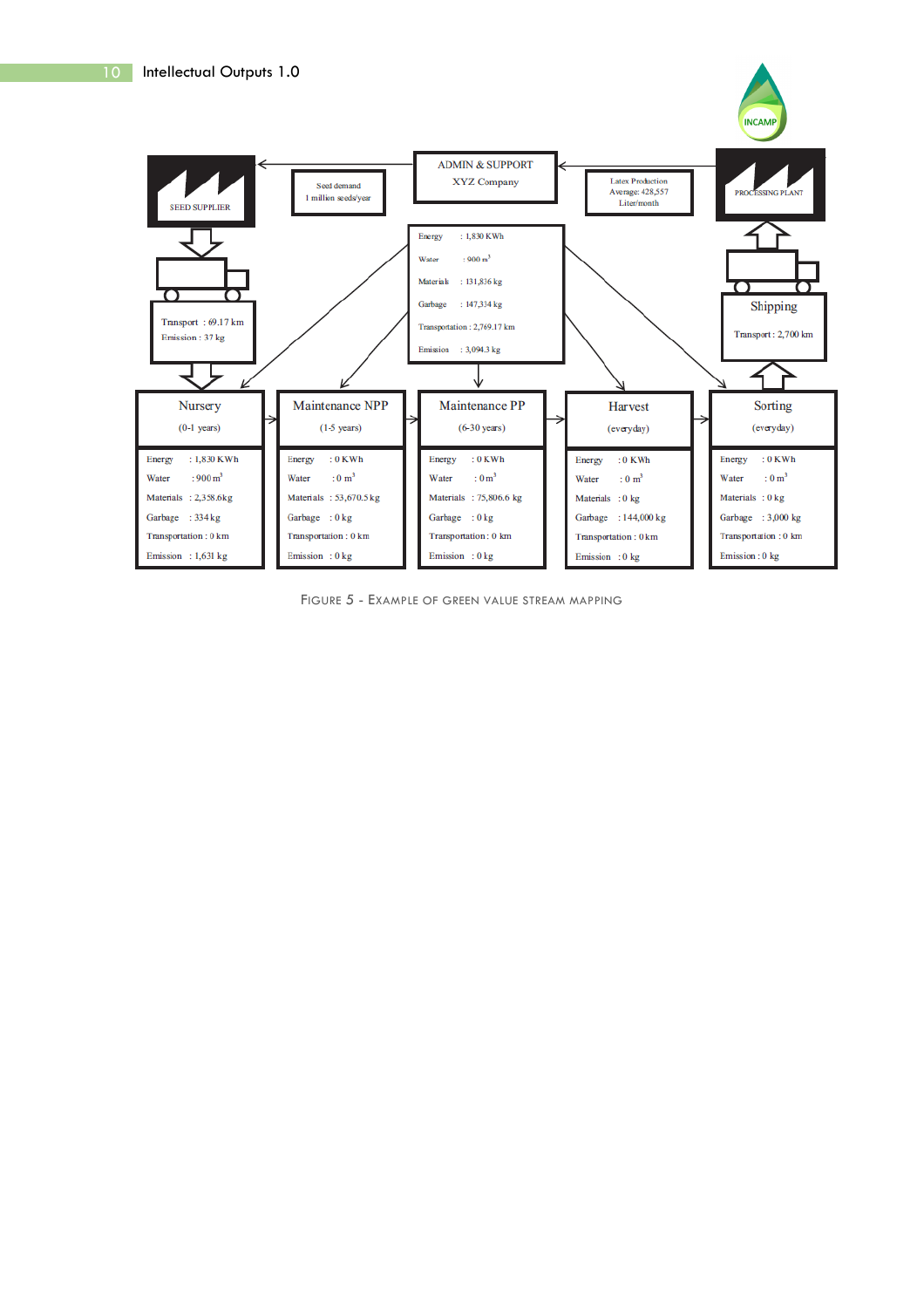SEED SUPPLIER

Seed demand
1 million seeds/year

ADMIN & SUPPORT
XYZ Company

Latex Production
Average: 428,557
Liter/month

PROCESSING PLANT

Energy : 1,830 KWh
Water : 900 $m^3$
Materials : 131,836 kg
Garbage : 147,334 kg
Transportation : 2,769.17 km
Emission : 3,094.3 kg

Transport : 69.17 km
Emission : 37 kg

Shipping
Transport : 2,700 km

| Nursery (0-1 years) | Maintenance NPP (1-5 years) | Maintenance PP (6-30 years) | Harvest (everyday) | Sorting (everyday) |
|---|---|---|---|---|
| Energy : 1,830 KWh | Energy : 0 KWh | Energy : 0 KWh | Energy : 0 KWh | Energy : 0 KWh |
| Water : 900 $m^3$ | Water : 0 $m^3$ | Water : 0 $m^3$ | Water : 0 $m^3$ | Water : 0 $m^3$ |
| Materials : 2,358.6kg | Materials : 53,670.5 kg | Materials : 75,806.6 kg | Materials : 0 kg | Materials : 0 kg |
| Garbage : 334 kg | Garbage : 0 kg | Garbage : 0 kg | Garbage : 144,000 kg | Garbage : 3,000 kg |
| Transportation : 0 km | Transportation : 0 km | Transportation : 0 km | Transportation : 0 km | Transportation : 0 km |
| Emission : 1,631 kg | Emission : 0 kg | Emission : 0 kg | Emission : 0 kg | Emission : 0 kg |

FIGURE 5 - EXAMPLE OF GREEN VALUE STREAM MAPPING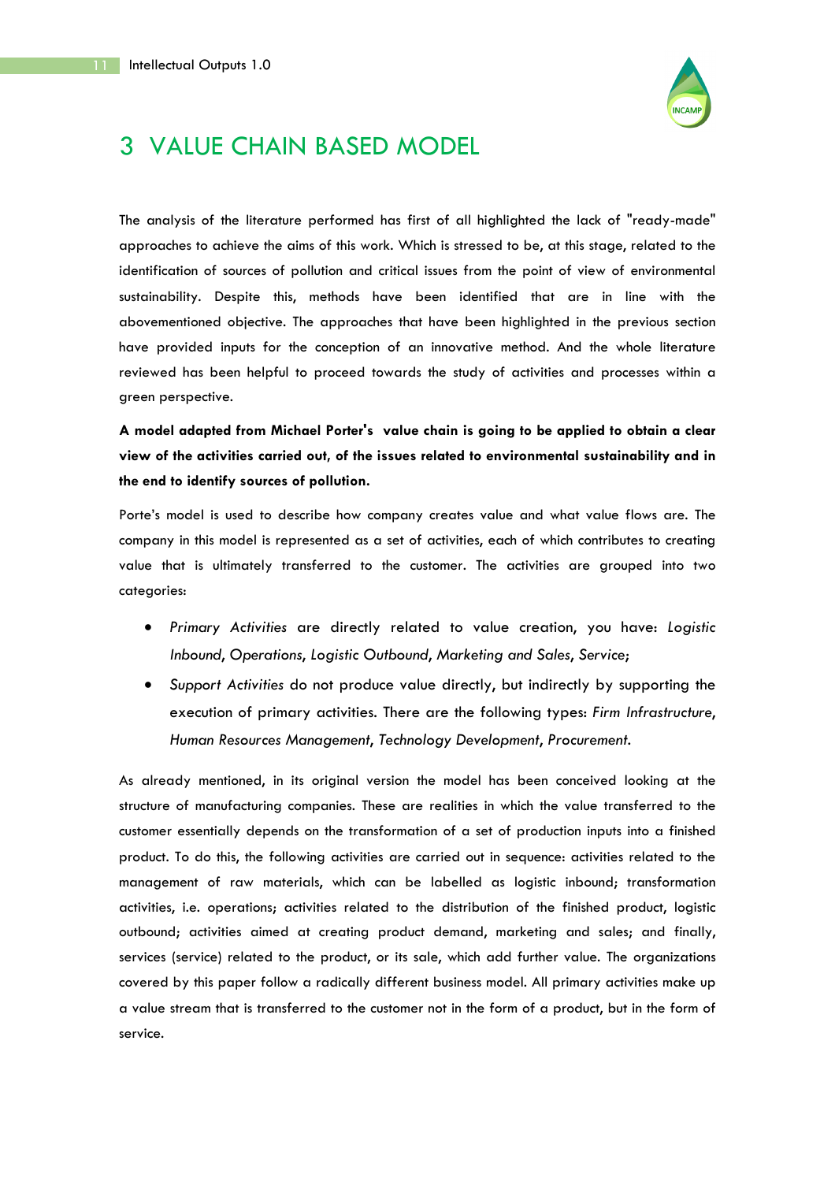# 3 VALUE CHAIN BASED MODEL

The analysis of the literature performed has first of all highlighted the lack of "ready-made" approaches to achieve the aims of this work. Which is stressed to be, at this stage, related to the identification of sources of pollution and critical issues from the point of view of environmental sustainability. Despite this, methods have been identified that are in line with the abovementioned objective. The approaches that have been highlighted in the previous section have provided inputs for the conception of an innovative method. And the whole literature reviewed has been helpful to proceed towards the study of activities and processes within a green perspective.

**A model adapted from Michael Porter's value chain is going to be applied to obtain a clear view of the activities carried out, of the issues related to environmental sustainability and in the end to identify sources of pollution.**

Porte's model is used to describe how company creates value and what value flows are. The company in this model is represented as a set of activities, each of which contributes to creating value that is ultimately transferred to the customer. The activities are grouped into two categories:

- *Primary Activities* are directly related to value creation, you have: *Logistic Inbound*, *Operations*, *Logistic Outbound*, *Marketing and Sales*, *Service*;
- *Support Activities* do not produce value directly, but indirectly by supporting the execution of primary activities. There are the following types: *Firm Infrastructure*, *Human Resources Management*, *Technology Development*, *Procurement*.

As already mentioned, in its original version the model has been conceived looking at the structure of manufacturing companies. These are realities in which the value transferred to the customer essentially depends on the transformation of a set of production inputs into a finished product. To do this, the following activities are carried out in sequence: activities related to the management of raw materials, which can be labelled as logistic inbound; transformation activities, i.e. operations; activities related to the distribution of the finished product, logistic outbound; activities aimed at creating product demand, marketing and sales; and finally, services (service) related to the product, or its sale, which add further value. The organizations covered by this paper follow a radically different business model. All primary activities make up a value stream that is transferred to the customer not in the form of a product, but in the form of service.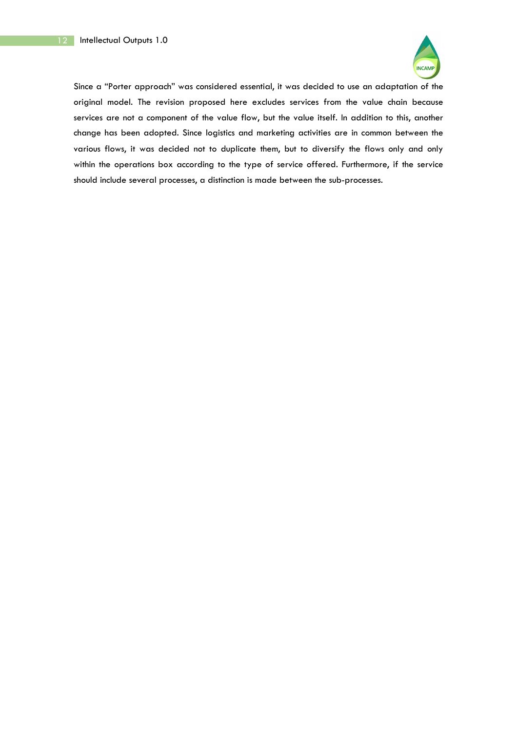Since a "Porter approach" was considered essential, it was decided to use an adaptation of the original model. The revision proposed here excludes services from the value chain because services are not a component of the value flow, but the value itself. In addition to this, another change has been adopted. Since logistics and marketing activities are in common between the various flows, it was decided not to duplicate them, but to diversify the flows only and only within the operations box according to the type of service offered. Furthermore, if the service should include several processes, a distinction is made between the sub-processes.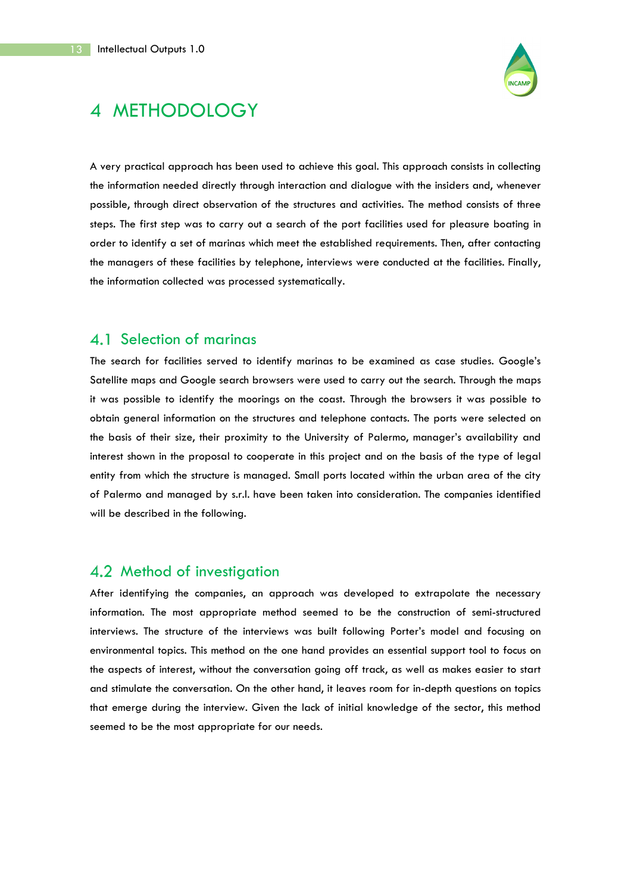# 4 METHODOLOGY

A very practical approach has been used to achieve this goal. This approach consists in collecting the information needed directly through interaction and dialogue with the insiders and, whenever possible, through direct observation of the structures and activities. The method consists of three steps. The first step was to carry out a search of the port facilities used for pleasure boating in order to identify a set of marinas which meet the established requirements. Then, after contacting the managers of these facilities by telephone, interviews were conducted at the facilities. Finally, the information collected was processed systematically.

## 4.1 Selection of marinas

The search for facilities served to identify marinas to be examined as case studies. Google's Satellite maps and Google search browsers were used to carry out the search. Through the maps it was possible to identify the moorings on the coast. Through the browsers it was possible to obtain general information on the structures and telephone contacts. The ports were selected on the basis of their size, their proximity to the University of Palermo, manager's availability and interest shown in the proposal to cooperate in this project and on the basis of the type of legal entity from which the structure is managed. Small ports located within the urban area of the city of Palermo and managed by s.r.l. have been taken into consideration. The companies identified will be described in the following.

## 4.2 Method of investigation

After identifying the companies, an approach was developed to extrapolate the necessary information. The most appropriate method seemed to be the construction of semi-structured interviews. The structure of the interviews was built following Porter's model and focusing on environmental topics. This method on the one hand provides an essential support tool to focus on the aspects of interest, without the conversation going off track, as well as makes easier to start and stimulate the conversation. On the other hand, it leaves room for in-depth questions on topics that emerge during the interview. Given the lack of initial knowledge of the sector, this method seemed to be the most appropriate for our needs.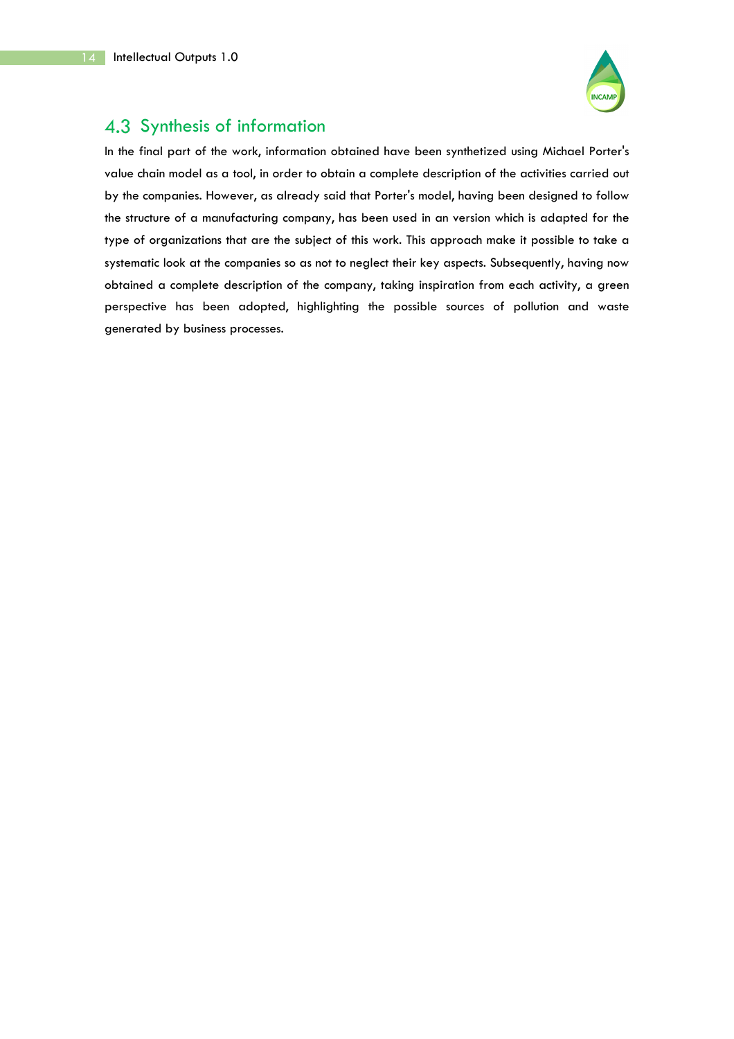## 4.3 Synthesis of information

In the final part of the work, information obtained have been synthetized using Michael Porter's value chain model as a tool, in order to obtain a complete description of the activities carried out by the companies. However, as already said that Porter's model, having been designed to follow the structure of a manufacturing company, has been used in an version which is adapted for the type of organizations that are the subject of this work. This approach make it possible to take a systematic look at the companies so as not to neglect their key aspects. Subsequently, having now obtained a complete description of the company, taking inspiration from each activity, a green perspective has been adopted, highlighting the possible sources of pollution and waste generated by business processes.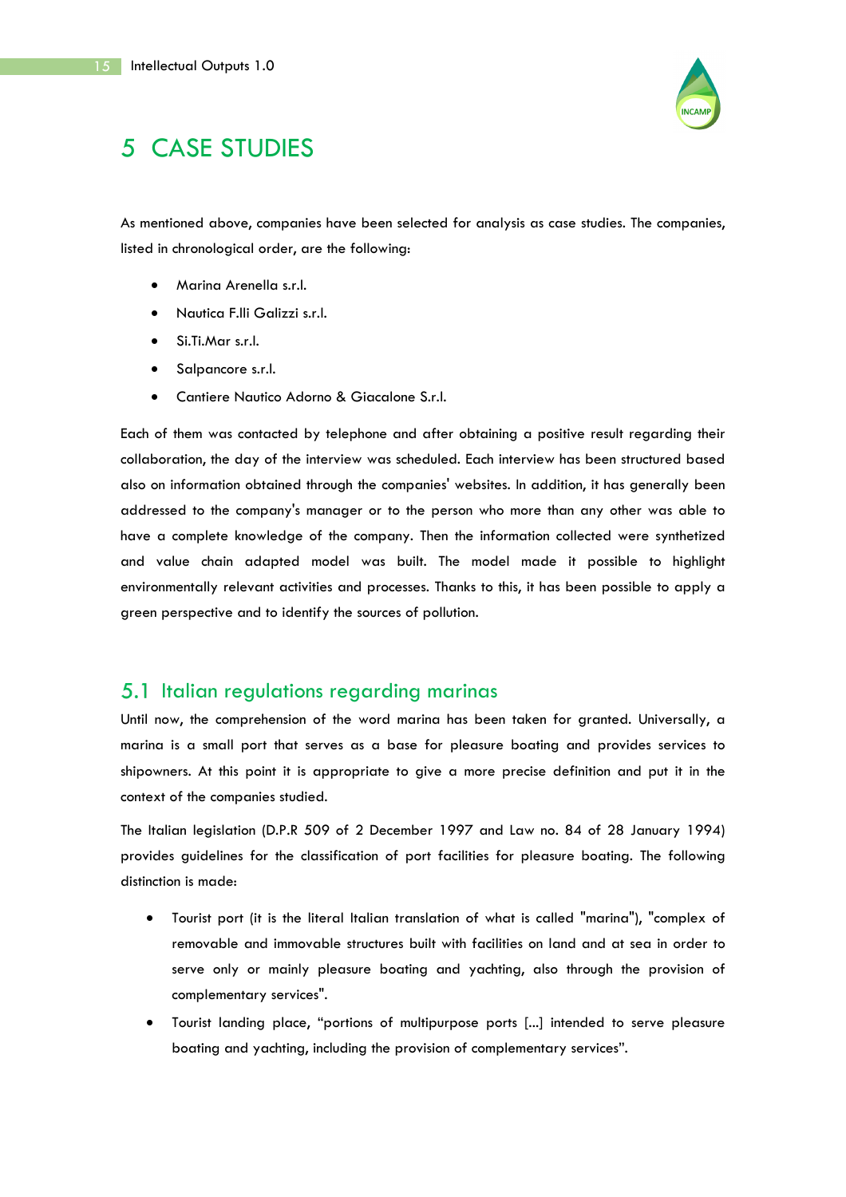# 5 CASE STUDIES

As mentioned above, companies have been selected for analysis as case studies. The companies, listed in chronological order, are the following:

- Marina Arenella s.r.l.
- Nautica F.lli Galizzi s.r.l.
- Si.Ti.Mar s.r.l.
- Salpancore s.r.l.
- Cantiere Nautico Adorno & Giacalone S.r.l.

Each of them was contacted by telephone and after obtaining a positive result regarding their collaboration, the day of the interview was scheduled. Each interview has been structured based also on information obtained through the companies' websites. In addition, it has generally been addressed to the company's manager or to the person who more than any other was able to have a complete knowledge of the company. Then the information collected were synthetized and value chain adapted model was built. The model made it possible to highlight environmentally relevant activities and processes. Thanks to this, it has been possible to apply a green perspective and to identify the sources of pollution.

## 5.1 Italian regulations regarding marinas

Until now, the comprehension of the word marina has been taken for granted. Universally, a marina is a small port that serves as a base for pleasure boating and provides services to shipowners. At this point it is appropriate to give a more precise definition and put it in the context of the companies studied.

The Italian legislation (D.P.R 509 of 2 December 1997 and Law no. 84 of 28 January 1994) provides guidelines for the classification of port facilities for pleasure boating. The following distinction is made:

- Tourist port (it is the literal Italian translation of what is called "marina"), "complex of removable and immovable structures built with facilities on land and at sea in order to serve only or mainly pleasure boating and yachting, also through the provision of complementary services".
- Tourist landing place, "portions of multipurpose ports [...] intended to serve pleasure boating and yachting, including the provision of complementary services".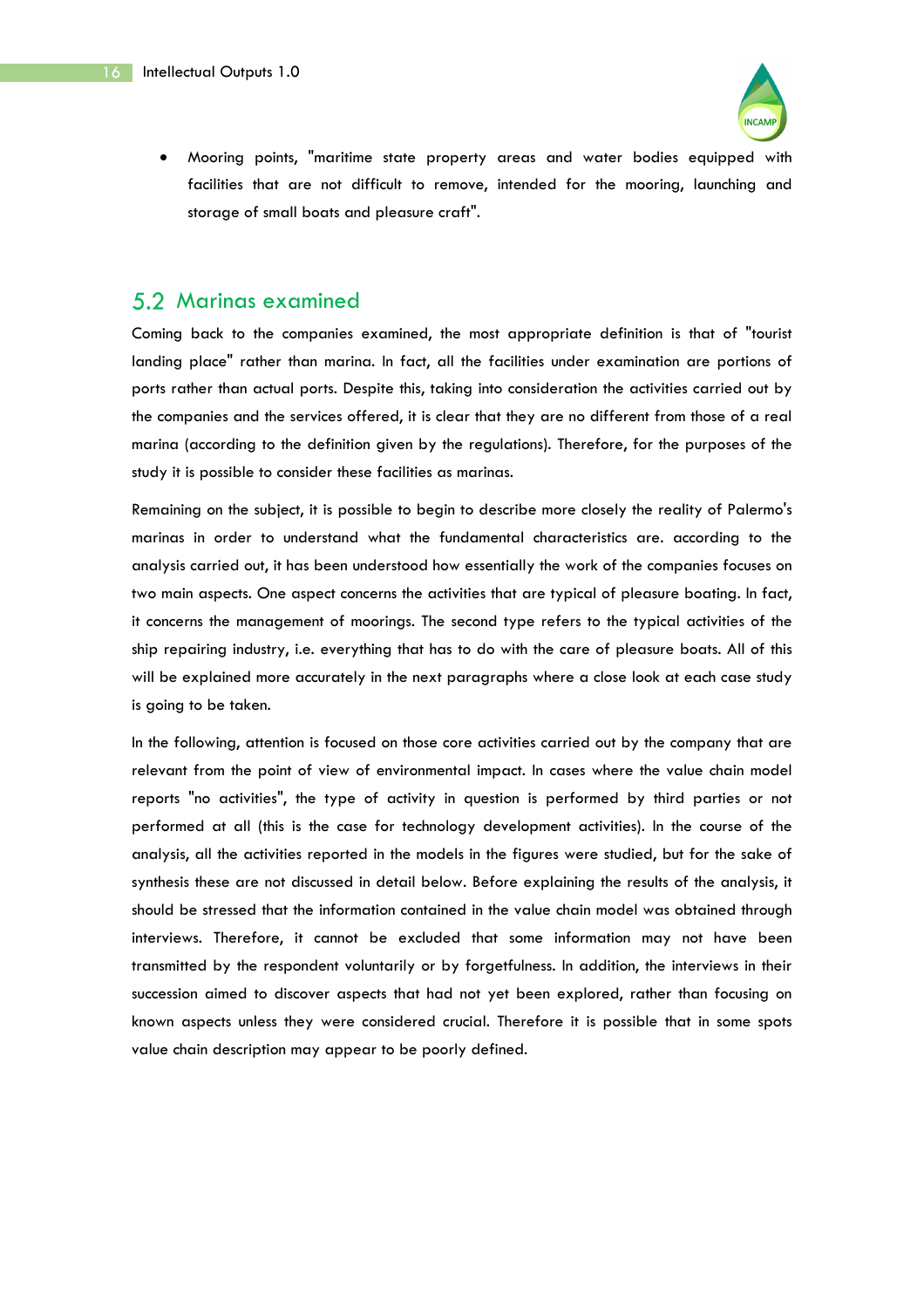- Mooring points, "maritime state property areas and water bodies equipped with facilities that are not difficult to remove, intended for the mooring, launching and storage of small boats and pleasure craft".

## 5.2 Marinas examined

Coming back to the companies examined, the most appropriate definition is that of "tourist landing place" rather than marina. In fact, all the facilities under examination are portions of ports rather than actual ports. Despite this, taking into consideration the activities carried out by the companies and the services offered, it is clear that they are no different from those of a real marina (according to the definition given by the regulations). Therefore, for the purposes of the study it is possible to consider these facilities as marinas.

Remaining on the subject, it is possible to begin to describe more closely the reality of Palermo's marinas in order to understand what the fundamental characteristics are. according to the analysis carried out, it has been understood how essentially the work of the companies focuses on two main aspects. One aspect concerns the activities that are typical of pleasure boating. In fact, it concerns the management of moorings. The second type refers to the typical activities of the ship repairing industry, i.e. everything that has to do with the care of pleasure boats. All of this will be explained more accurately in the next paragraphs where a close look at each case study is going to be taken.

In the following, attention is focused on those core activities carried out by the company that are relevant from the point of view of environmental impact. In cases where the value chain model reports "no activities", the type of activity in question is performed by third parties or not performed at all (this is the case for technology development activities). In the course of the analysis, all the activities reported in the models in the figures were studied, but for the sake of synthesis these are not discussed in detail below. Before explaining the results of the analysis, it should be stressed that the information contained in the value chain model was obtained through interviews. Therefore, it cannot be excluded that some information may not have been transmitted by the respondent voluntarily or by forgetfulness. In addition, the interviews in their succession aimed to discover aspects that had not yet been explored, rather than focusing on known aspects unless they were considered crucial. Therefore it is possible that in some spots value chain description may appear to be poorly defined.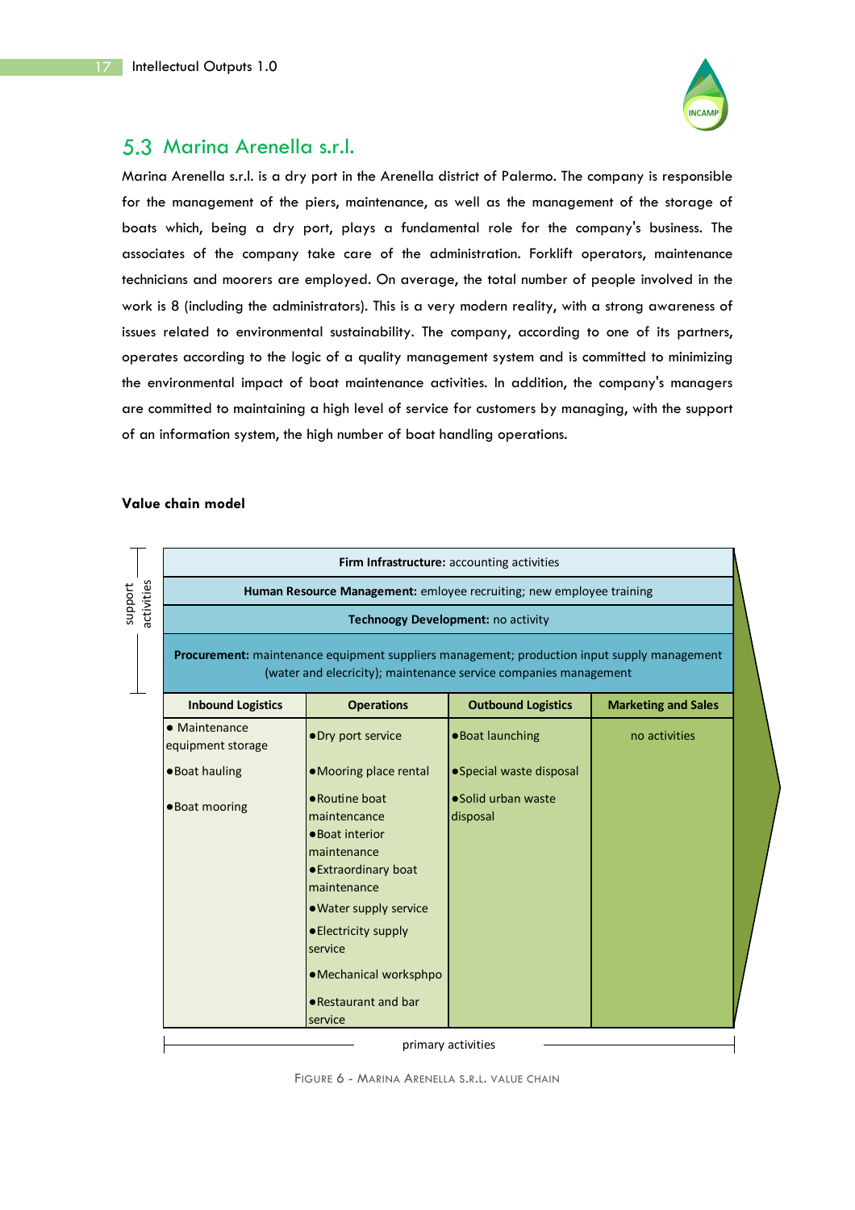## 5.3 Marina Arenella s.r.l.

Marina Arenella s.r.l. is a dry port in the Arenella district of Palermo. The company is responsible for the management of the piers, maintenance, as well as the management of the storage of boats which, being a dry port, plays a fundamental role for the company's business. The associates of the company take care of the administration. Forklift operators, maintenance technicians and moorers are employed. On average, the total number of people involved in the work is 8 (including the administrators). This is a very modern reality, with a strong awareness of issues related to environmental sustainability. The company, according to one of its partners, operates according to the logic of a quality management system and is committed to minimizing the environmental impact of boat maintenance activities. In addition, the company's managers are committed to maintaining a high level of service for customers by managing, with the support of an information system, the high number of boat handling operations.

**Value chain model**

**Support activities**

| Support activity | Description |
|---|---|
| **Firm Infrastructure:** | accounting activities |
| **Human Resource Management:** | emloyee recruiting; new employee training |
| **Technoogy Development:** | no activity |
| **Procurement:** | maintenance equipment suppliers management; production input supply management (water and elecricity); maintenance service companies management |

**Primary activities**

| Inbound Logistics | Operations | Outbound Logistics | Marketing and Sales |
|---|---|---|---|
| • Maintenance equipment storage<br>• Boat hauling<br>• Boat mooring | • Dry port service<br>• Mooring place rental<br>• Routine boat maintencance<br>• Boat interior maintenance<br>• Extraordinary boat maintenance<br>• Water supply service<br>• Electricity supply service<br>• Mechanical worksphpo<br>• Restaurant and bar service | • Boat launching<br>• Special waste disposal<br>• Solid urban waste disposal | no activities |

FIGURE 6 - MARINA ARENELLA S.R.L. VALUE CHAIN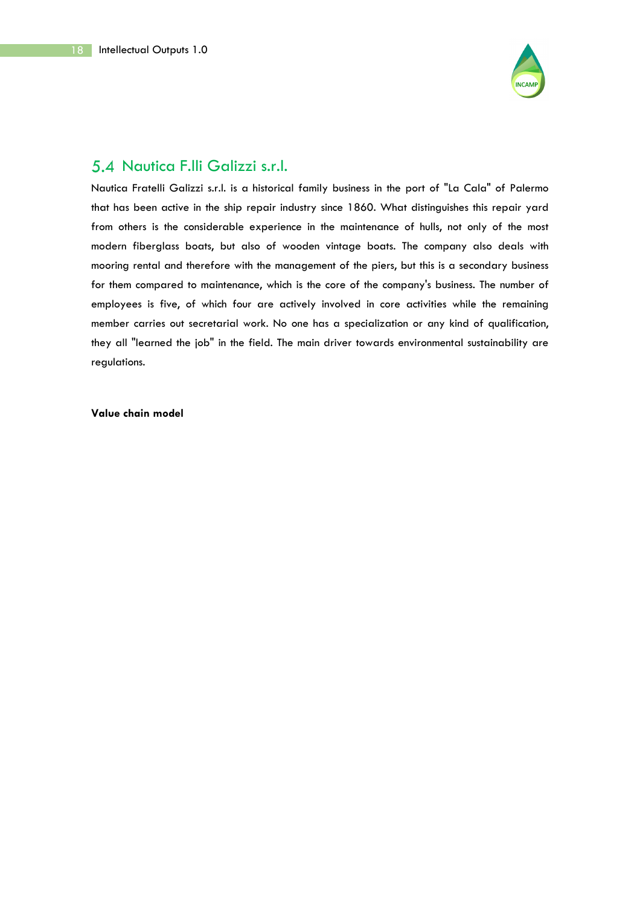## 5.4 Nautica F.lli Galizzi s.r.l.

Nautica Fratelli Galizzi s.r.l. is a historical family business in the port of "La Cala" of Palermo that has been active in the ship repair industry since 1860. What distinguishes this repair yard from others is the considerable experience in the maintenance of hulls, not only of the most modern fiberglass boats, but also of wooden vintage boats. The company also deals with mooring rental and therefore with the management of the piers, but this is a secondary business for them compared to maintenance, which is the core of the company's business. The number of employees is five, of which four are actively involved in core activities while the remaining member carries out secretarial work. No one has a specialization or any kind of qualification, they all "learned the job" in the field. The main driver towards environmental sustainability are regulations.

**Value chain model**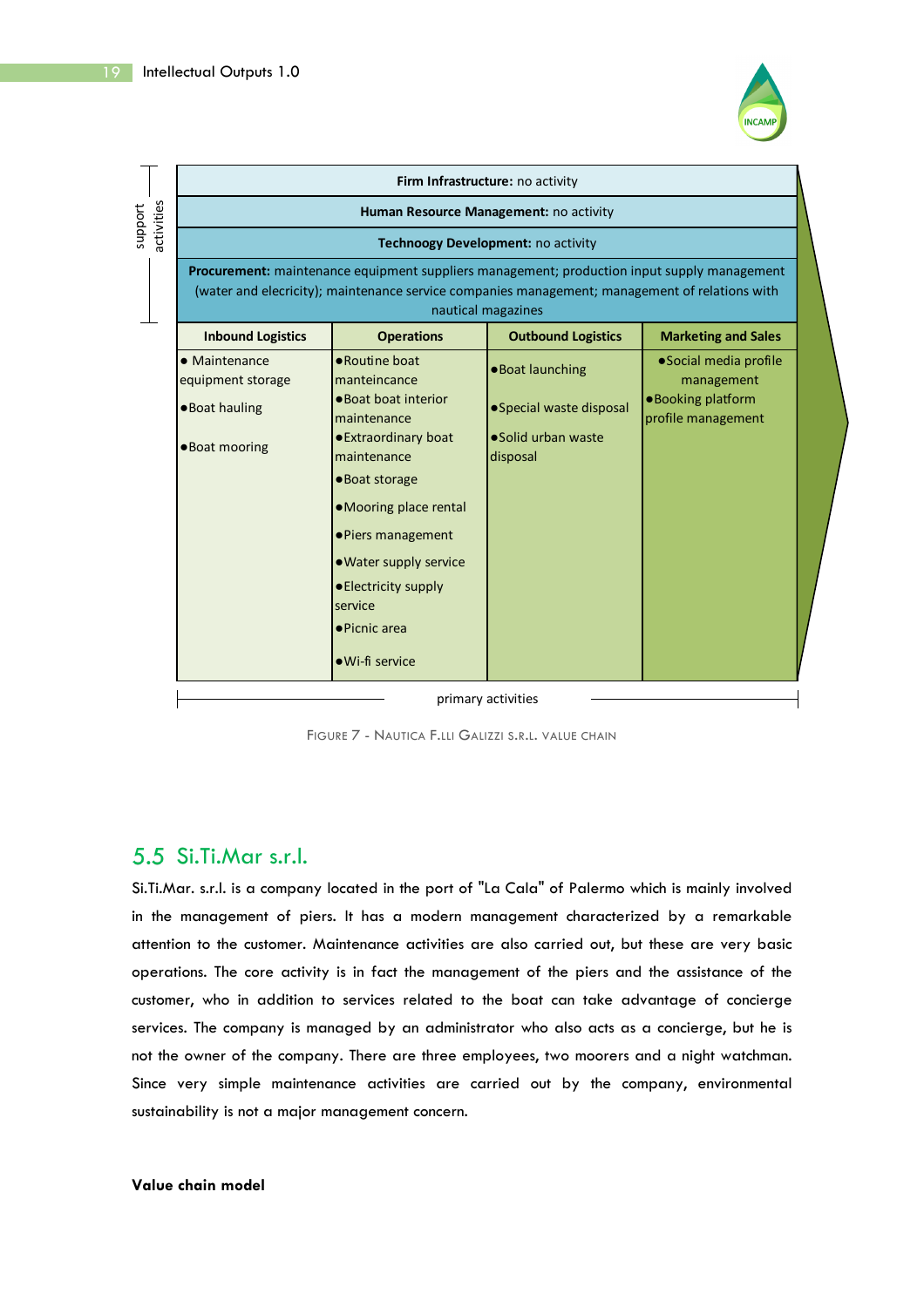**Firm Infrastructure:** no activity

**Human Resource Management:** no activity

**Technoogy Development:** no activity

**Procurement:** maintenance equipment suppliers management; production input supply management (water and elecricity); maintenance service companies management; management of relations with nautical magazines

| Inbound Logistics | Operations | Outbound Logistics | Marketing and Sales |
|---|---|---|---|
| • Maintenance equipment storage<br>• Boat hauling<br>• Boat mooring | • Routine boat manteincance<br>• Boat boat interior maintenance<br>• Extraordinary boat maintenance<br>• Boat storage<br>• Mooring place rental<br>• Piers management<br>• Water supply service<br>• Electricity supply service<br>• Picnic area<br>• Wi-fi service | • Boat launching<br>• Special waste disposal<br>• Solid urban waste disposal | • Social media profile management<br>• Booking platform profile management |

support activities / primary activities

FIGURE 7 - NAUTICA F.LLI GALIZZI S.R.L. VALUE CHAIN

## 5.5 Si.Ti.Mar s.r.l.

Si.Ti.Mar. s.r.l. is a company located in the port of "La Cala" of Palermo which is mainly involved in the management of piers. It has a modern management characterized by a remarkable attention to the customer. Maintenance activities are also carried out, but these are very basic operations. The core activity is in fact the management of the piers and the assistance of the customer, who in addition to services related to the boat can take advantage of concierge services. The company is managed by an administrator who also acts as a concierge, but he is not the owner of the company. There are three employees, two moorers and a night watchman. Since very simple maintenance activities are carried out by the company, environmental sustainability is not a major management concern.

**Value chain model**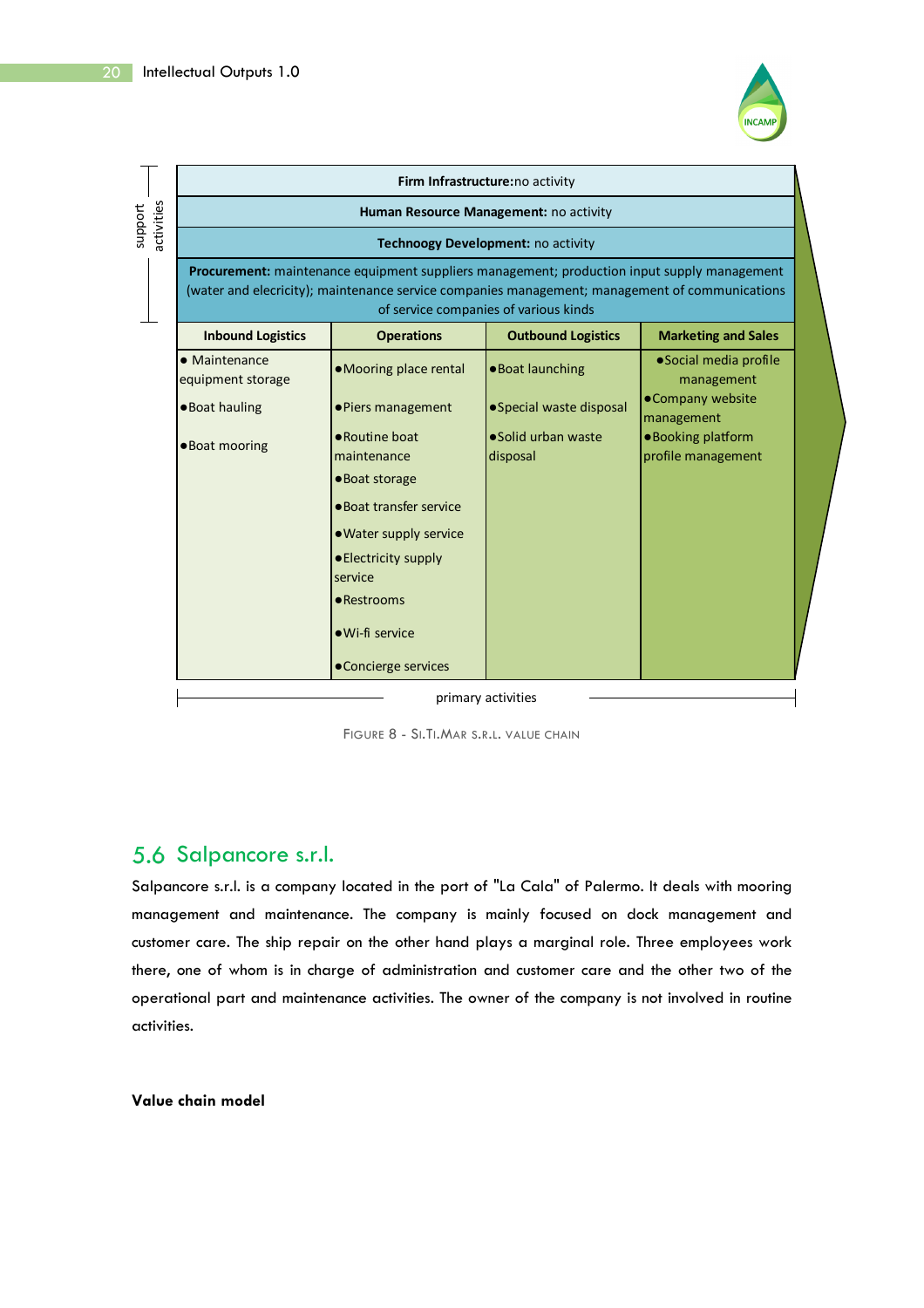| Firm Infrastructure: no activity | | | |
|---|---|---|---|
| **Human Resource Management:** no activity | | | |
| **Technoogy Development:** no activity | | | |
| **Procurement:** maintenance equipment suppliers management; production input supply management (water and elecricity); maintenance service companies management; management of communications of service companies of various kinds | | | |
| **Inbound Logistics** | **Operations** | **Outbound Logistics** | **Marketing and Sales** |
| • Maintenance equipment storage<br>• Boat hauling<br>• Boat mooring | • Mooring place rental<br>• Piers management<br>• Routine boat maintenance<br>• Boat storage<br>• Boat transfer service<br>• Water supply service<br>• Electricity supply service<br>• Restrooms<br>• Wi-fi service<br>• Concierge services | • Boat launching<br>• Special waste disposal<br>• Solid urban waste disposal | • Social media profile management<br>• Company website management<br>• Booking platform profile management |

support activities / primary activities

FIGURE 8 - SI.TI.MAR S.R.L. VALUE CHAIN

## 5.6 Salpancore s.r.l.

Salpancore s.r.l. is a company located in the port of "La Cala" of Palermo. It deals with mooring management and maintenance. The company is mainly focused on dock management and customer care. The ship repair on the other hand plays a marginal role. Three employees work there, one of whom is in charge of administration and customer care and the other two of the operational part and maintenance activities. The owner of the company is not involved in routine activities.

**Value chain model**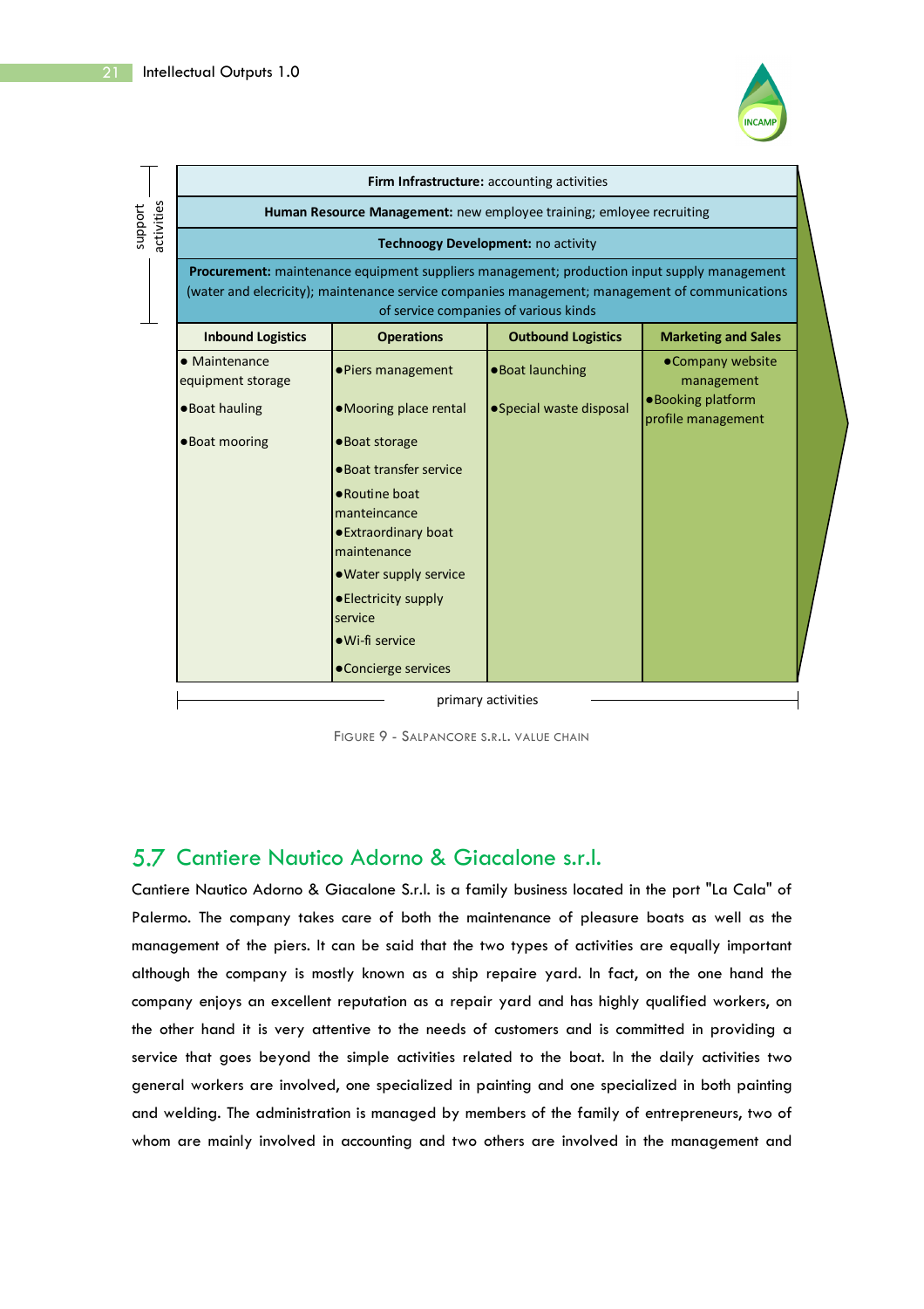| Firm Infrastructure: accounting activities | | | |
|---|---|---|---|
| **Human Resource Management:** new employee training; emloyee recruiting | | | |
| **Technoogy Development:** no activity | | | |
| **Procurement:** maintenance equipment suppliers management; production input supply management (water and elecricity); maintenance service companies management; management of communications of service companies of various kinds | | | |
| **Inbound Logistics** | **Operations** | **Outbound Logistics** | **Marketing and Sales** |
| • Maintenance equipment storage<br>• Boat hauling<br>• Boat mooring | • Piers management<br>• Mooring place rental<br>• Boat storage<br>• Boat transfer service<br>• Routine boat manteincance<br>• Extraordinary boat maintenance<br>• Water supply service<br>• Electricity supply service<br>• Wi-fi service<br>• Concierge services | • Boat launching<br>• Special waste disposal | • Company website management<br>• Booking platform profile management |

support activities — primary activities

FIGURE 9 - SALPANCORE S.R.L. VALUE CHAIN

## 5.7 Cantiere Nautico Adorno & Giacalone s.r.l.

Cantiere Nautico Adorno & Giacalone S.r.l. is a family business located in the port "La Cala" of Palermo. The company takes care of both the maintenance of pleasure boats as well as the management of the piers. It can be said that the two types of activities are equally important although the company is mostly known as a ship repaire yard. In fact, on the one hand the company enjoys an excellent reputation as a repair yard and has highly qualified workers, on the other hand it is very attentive to the needs of customers and is committed in providing a service that goes beyond the simple activities related to the boat. In the daily activities two general workers are involved, one specialized in painting and one specialized in both painting and welding. The administration is managed by members of the family of entrepreneurs, two of whom are mainly involved in accounting and two others are involved in the management and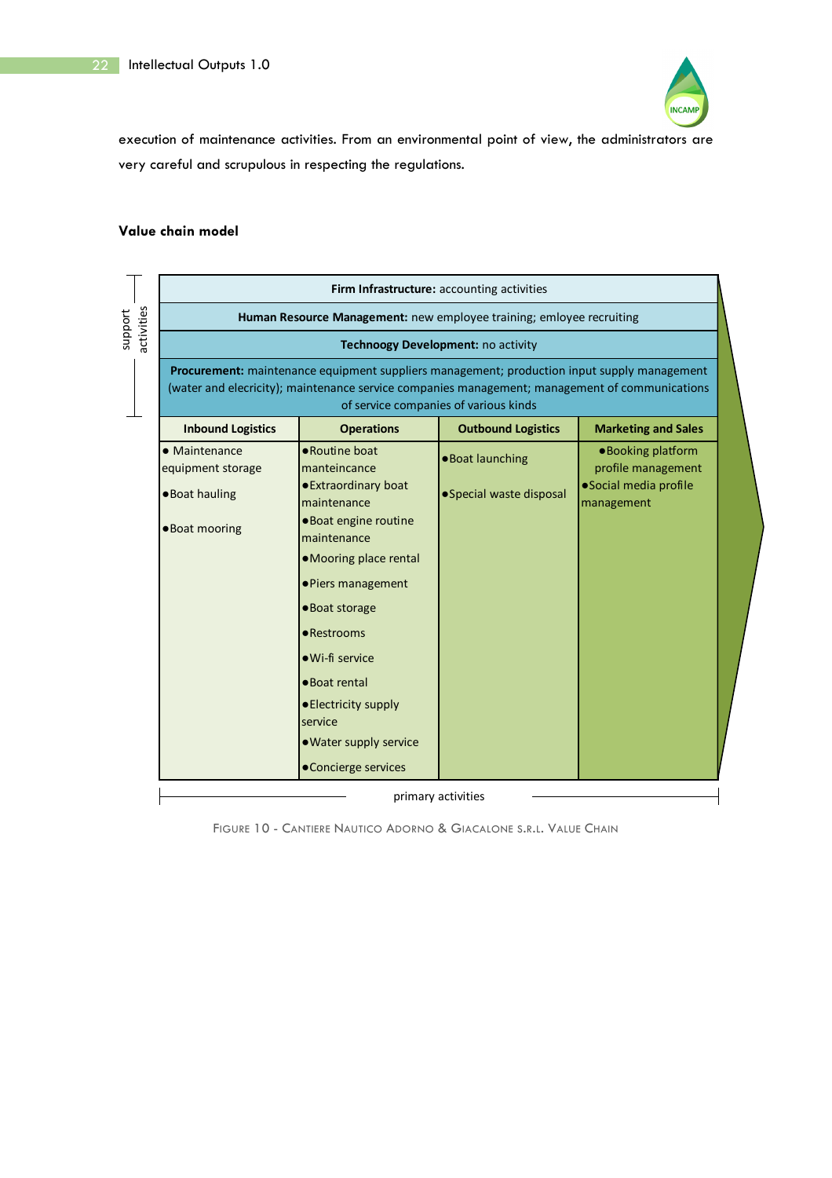execution of maintenance activities. From an environmental point of view, the administrators are very careful and scrupulous in respecting the regulations.

**Value chain model**

| support activities | | | |
|---|---|---|---|
| **Firm Infrastructure:** accounting activities | | | |
| **Human Resource Management:** new employee training; emloyee recruiting | | | |
| **Technoogy Development:** no activity | | | |
| **Procurement:** maintenance equipment suppliers management; production input supply management (water and elecricity); maintenance service companies management; management of communications of service companies of various kinds | | | |

| **Inbound Logistics** | **Operations** | **Outbound Logistics** | **Marketing and Sales** |
|---|---|---|---|
| • Maintenance equipment storage<br>• Boat hauling<br>• Boat mooring | • Routine boat manteincance<br>• Extraordinary boat maintenance<br>• Boat engine routine maintenance<br>• Mooring place rental<br>• Piers management<br>• Boat storage<br>• Restrooms<br>• Wi-fi service<br>• Boat rental<br>• Electricity supply service<br>• Water supply service<br>• Concierge services | • Boat launching<br>• Special waste disposal | • Booking platform profile management<br>• Social media profile management |

primary activities

FIGURE 10 - CANTIERE NAUTICO ADORNO & GIACALONE S.R.L. VALUE CHAIN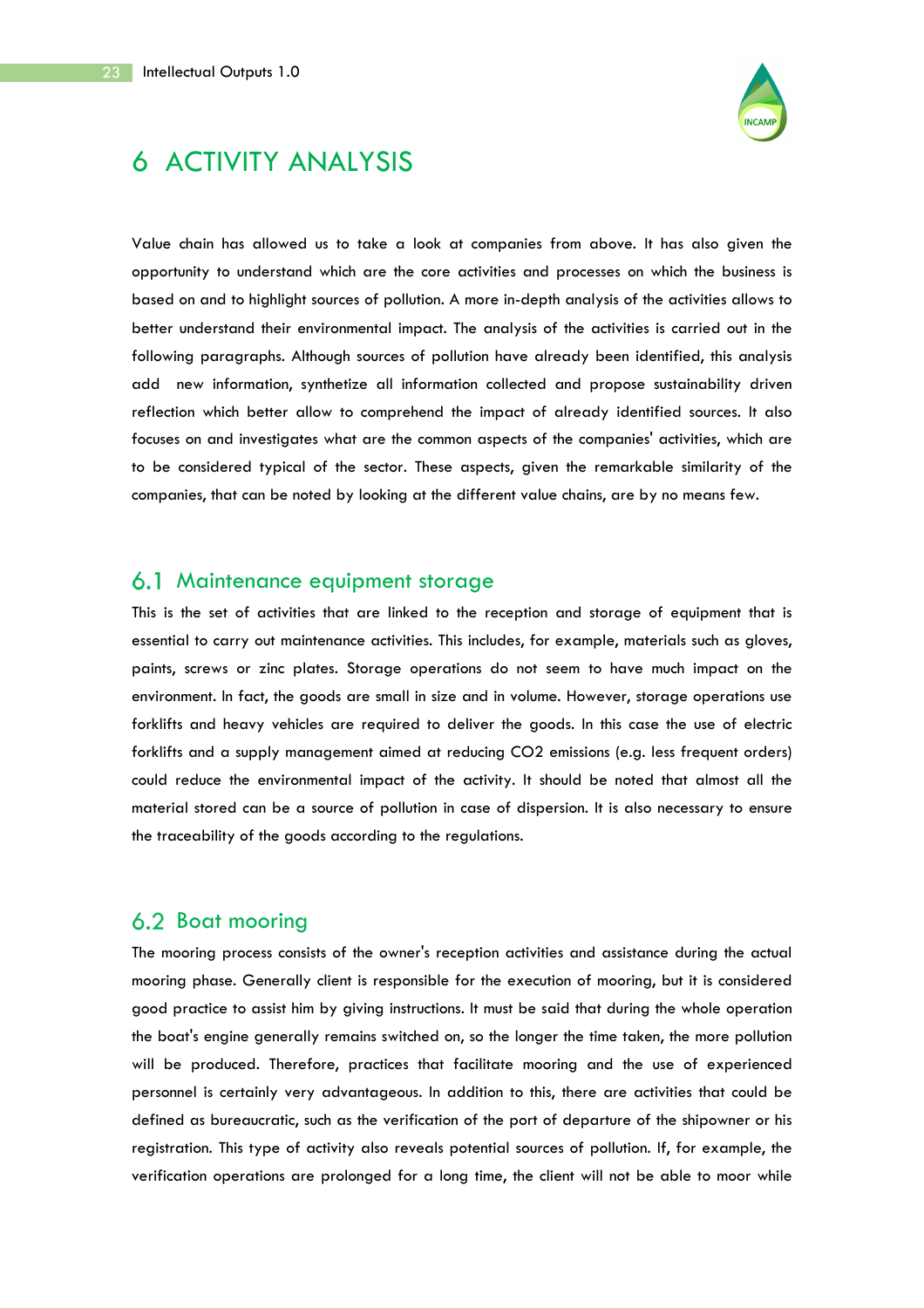# 6 ACTIVITY ANALYSIS

Value chain has allowed us to take a look at companies from above. It has also given the opportunity to understand which are the core activities and processes on which the business is based on and to highlight sources of pollution. A more in-depth analysis of the activities allows to better understand their environmental impact. The analysis of the activities is carried out in the following paragraphs. Although sources of pollution have already been identified, this analysis add new information, synthetize all information collected and propose sustainability driven reflection which better allow to comprehend the impact of already identified sources. It also focuses on and investigates what are the common aspects of the companies' activities, which are to be considered typical of the sector. These aspects, given the remarkable similarity of the companies, that can be noted by looking at the different value chains, are by no means few.

## 6.1 Maintenance equipment storage

This is the set of activities that are linked to the reception and storage of equipment that is essential to carry out maintenance activities. This includes, for example, materials such as gloves, paints, screws or zinc plates. Storage operations do not seem to have much impact on the environment. In fact, the goods are small in size and in volume. However, storage operations use forklifts and heavy vehicles are required to deliver the goods. In this case the use of electric forklifts and a supply management aimed at reducing $CO_2$ emissions (e.g. less frequent orders) could reduce the environmental impact of the activity. It should be noted that almost all the material stored can be a source of pollution in case of dispersion. It is also necessary to ensure the traceability of the goods according to the regulations.

## 6.2 Boat mooring

The mooring process consists of the owner's reception activities and assistance during the actual mooring phase. Generally client is responsible for the execution of mooring, but it is considered good practice to assist him by giving instructions. It must be said that during the whole operation the boat's engine generally remains switched on, so the longer the time taken, the more pollution will be produced. Therefore, practices that facilitate mooring and the use of experienced personnel is certainly very advantageous. In addition to this, there are activities that could be defined as bureaucratic, such as the verification of the port of departure of the shipowner or his registration. This type of activity also reveals potential sources of pollution. If, for example, the verification operations are prolonged for a long time, the client will not be able to moor while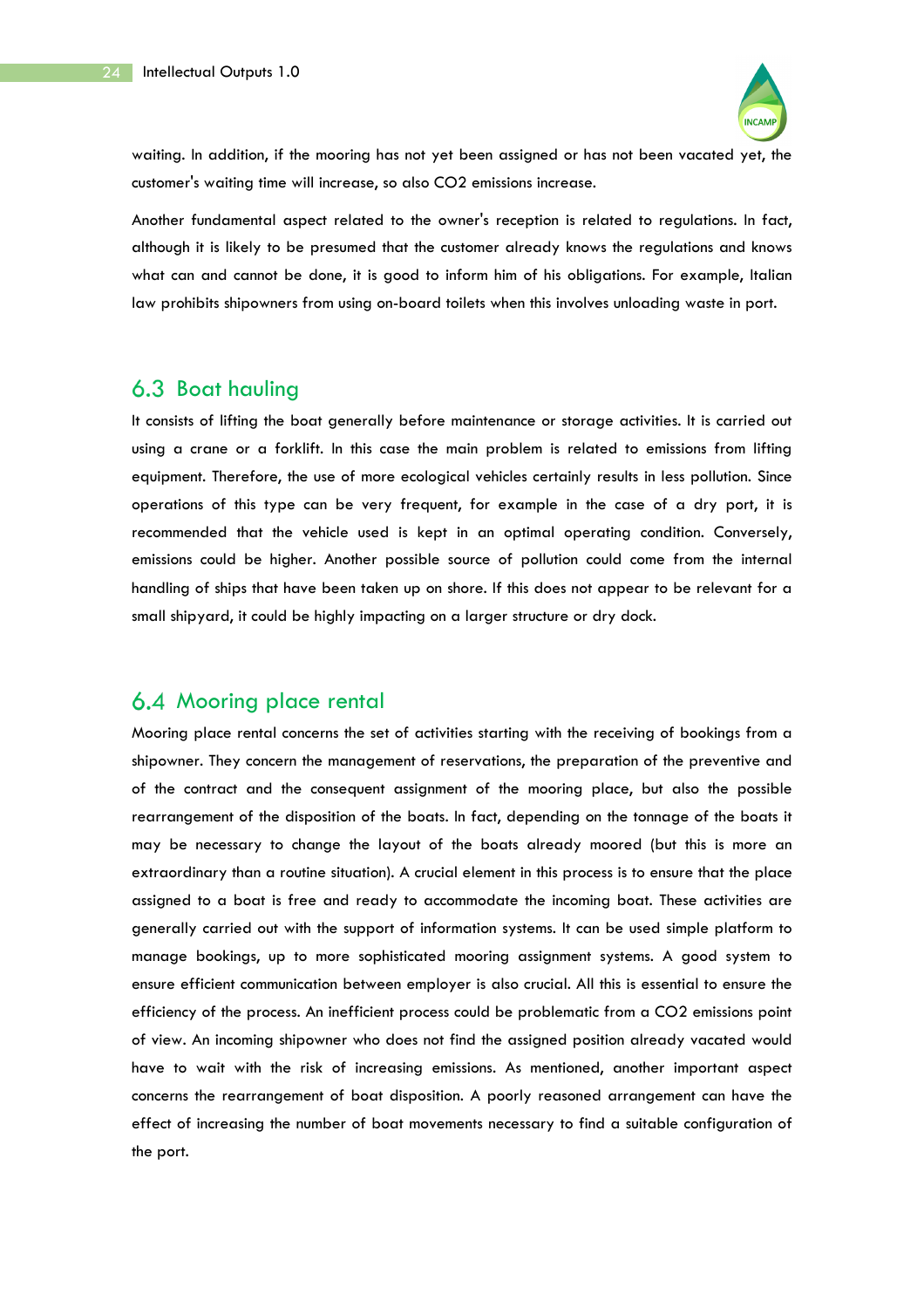waiting. In addition, if the mooring has not yet been assigned or has not been vacated yet, the customer's waiting time will increase, so also $CO_2$ emissions increase.

Another fundamental aspect related to the owner's reception is related to regulations. In fact, although it is likely to be presumed that the customer already knows the regulations and knows what can and cannot be done, it is good to inform him of his obligations. For example, Italian law prohibits shipowners from using on-board toilets when this involves unloading waste in port.

## 6.3 Boat hauling

It consists of lifting the boat generally before maintenance or storage activities. It is carried out using a crane or a forklift. In this case the main problem is related to emissions from lifting equipment. Therefore, the use of more ecological vehicles certainly results in less pollution. Since operations of this type can be very frequent, for example in the case of a dry port, it is recommended that the vehicle used is kept in an optimal operating condition. Conversely, emissions could be higher. Another possible source of pollution could come from the internal handling of ships that have been taken up on shore. If this does not appear to be relevant for a small shipyard, it could be highly impacting on a larger structure or dry dock.

## 6.4 Mooring place rental

Mooring place rental concerns the set of activities starting with the receiving of bookings from a shipowner. They concern the management of reservations, the preparation of the preventive and of the contract and the consequent assignment of the mooring place, but also the possible rearrangement of the disposition of the boats. In fact, depending on the tonnage of the boats it may be necessary to change the layout of the boats already moored (but this is more an extraordinary than a routine situation). A crucial element in this process is to ensure that the place assigned to a boat is free and ready to accommodate the incoming boat. These activities are generally carried out with the support of information systems. It can be used simple platform to manage bookings, up to more sophisticated mooring assignment systems. A good system to ensure efficient communication between employer is also crucial. All this is essential to ensure the efficiency of the process. An inefficient process could be problematic from a $CO_2$ emissions point of view. An incoming shipowner who does not find the assigned position already vacated would have to wait with the risk of increasing emissions. As mentioned, another important aspect concerns the rearrangement of boat disposition. A poorly reasoned arrangement can have the effect of increasing the number of boat movements necessary to find a suitable configuration of the port.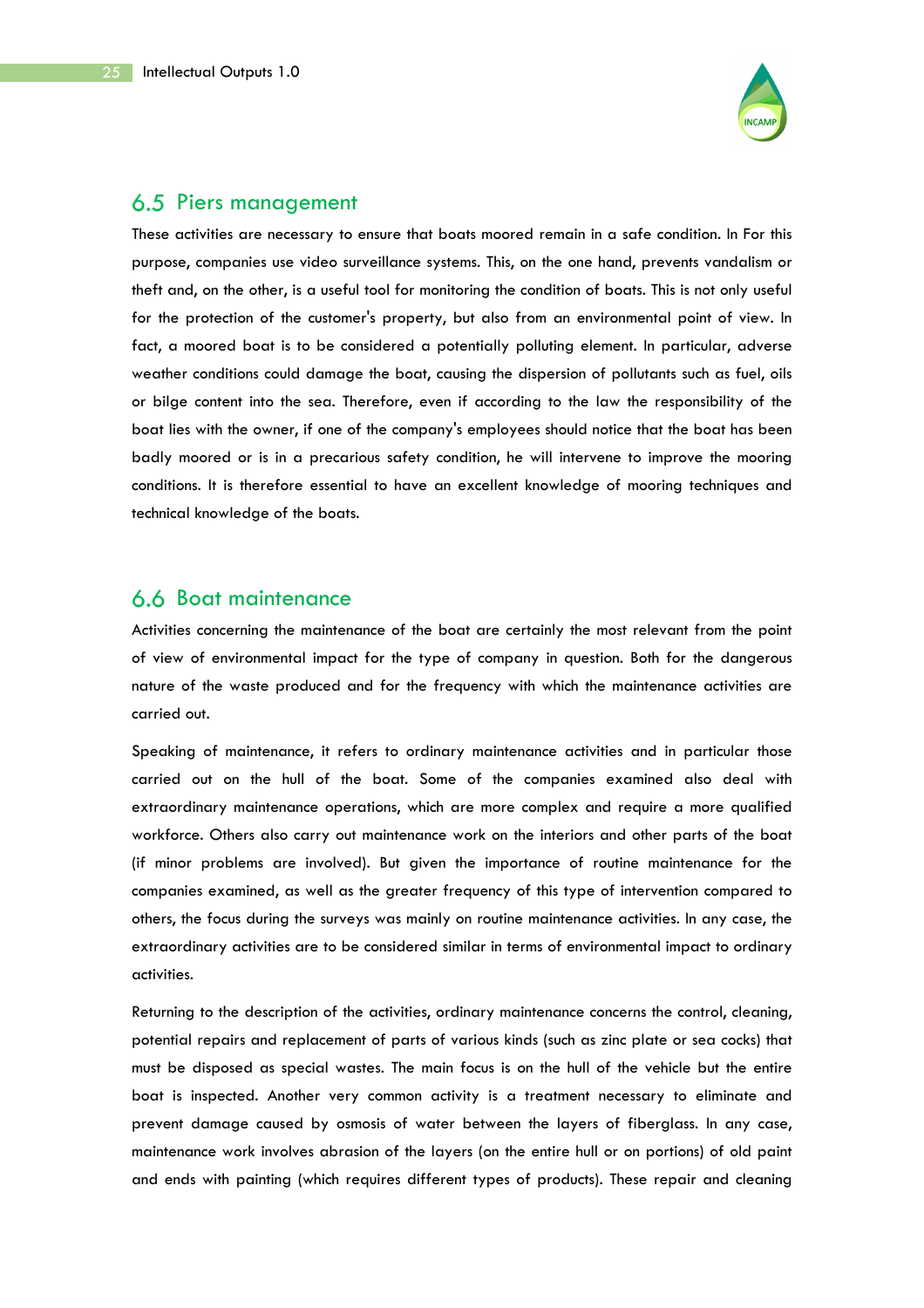## 6.5 Piers management

These activities are necessary to ensure that boats moored remain in a safe condition. In For this purpose, companies use video surveillance systems. This, on the one hand, prevents vandalism or theft and, on the other, is a useful tool for monitoring the condition of boats. This is not only useful for the protection of the customer's property, but also from an environmental point of view. In fact, a moored boat is to be considered a potentially polluting element. In particular, adverse weather conditions could damage the boat, causing the dispersion of pollutants such as fuel, oils or bilge content into the sea. Therefore, even if according to the law the responsibility of the boat lies with the owner, if one of the company's employees should notice that the boat has been badly moored or is in a precarious safety condition, he will intervene to improve the mooring conditions. It is therefore essential to have an excellent knowledge of mooring techniques and technical knowledge of the boats.

## 6.6 Boat maintenance

Activities concerning the maintenance of the boat are certainly the most relevant from the point of view of environmental impact for the type of company in question. Both for the dangerous nature of the waste produced and for the frequency with which the maintenance activities are carried out.

Speaking of maintenance, it refers to ordinary maintenance activities and in particular those carried out on the hull of the boat. Some of the companies examined also deal with extraordinary maintenance operations, which are more complex and require a more qualified workforce. Others also carry out maintenance work on the interiors and other parts of the boat (if minor problems are involved). But given the importance of routine maintenance for the companies examined, as well as the greater frequency of this type of intervention compared to others, the focus during the surveys was mainly on routine maintenance activities. In any case, the extraordinary activities are to be considered similar in terms of environmental impact to ordinary activities.

Returning to the description of the activities, ordinary maintenance concerns the control, cleaning, potential repairs and replacement of parts of various kinds (such as zinc plate or sea cocks) that must be disposed as special wastes. The main focus is on the hull of the vehicle but the entire boat is inspected. Another very common activity is a treatment necessary to eliminate and prevent damage caused by osmosis of water between the layers of fiberglass. In any case, maintenance work involves abrasion of the layers (on the entire hull or on portions) of old paint and ends with painting (which requires different types of products). These repair and cleaning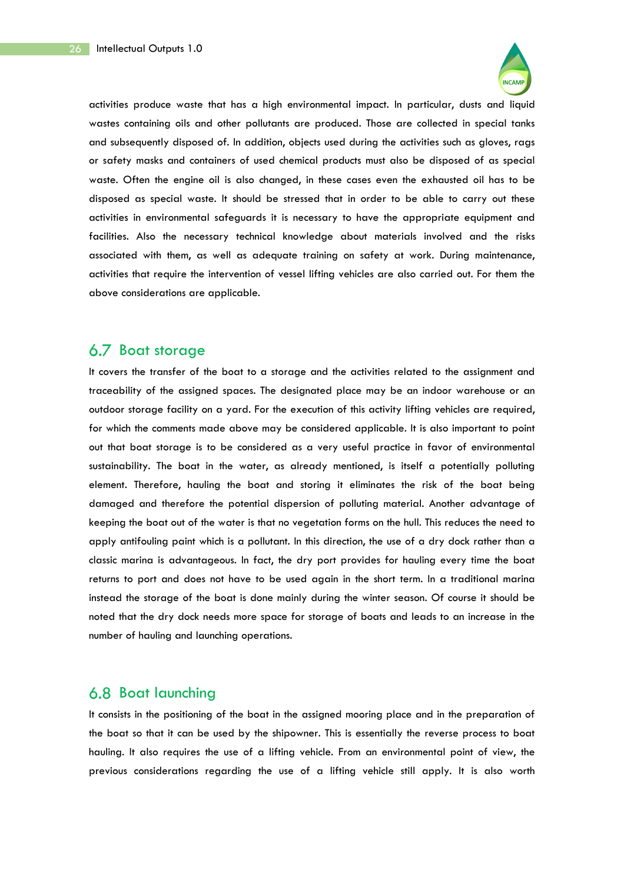activities produce waste that has a high environmental impact. In particular, dusts and liquid wastes containing oils and other pollutants are produced. Those are collected in special tanks and subsequently disposed of. In addition, objects used during the activities such as gloves, rags or safety masks and containers of used chemical products must also be disposed of as special waste. Often the engine oil is also changed, in these cases even the exhausted oil has to be disposed as special waste. It should be stressed that in order to be able to carry out these activities in environmental safeguards it is necessary to have the appropriate equipment and facilities. Also the necessary technical knowledge about materials involved and the risks associated with them, as well as adequate training on safety at work. During maintenance, activities that require the intervention of vessel lifting vehicles are also carried out. For them the above considerations are applicable.

## 6.7 Boat storage

It covers the transfer of the boat to a storage and the activities related to the assignment and traceability of the assigned spaces. The designated place may be an indoor warehouse or an outdoor storage facility on a yard. For the execution of this activity lifting vehicles are required, for which the comments made above may be considered applicable. It is also important to point out that boat storage is to be considered as a very useful practice in favor of environmental sustainability. The boat in the water, as already mentioned, is itself a potentially polluting element. Therefore, hauling the boat and storing it eliminates the risk of the boat being damaged and therefore the potential dispersion of polluting material. Another advantage of keeping the boat out of the water is that no vegetation forms on the hull. This reduces the need to apply antifouling paint which is a pollutant. In this direction, the use of a dry dock rather than a classic marina is advantageous. In fact, the dry port provides for hauling every time the boat returns to port and does not have to be used again in the short term. In a traditional marina instead the storage of the boat is done mainly during the winter season. Of course it should be noted that the dry dock needs more space for storage of boats and leads to an increase in the number of hauling and launching operations.

## 6.8 Boat launching

It consists in the positioning of the boat in the assigned mooring place and in the preparation of the boat so that it can be used by the shipowner. This is essentially the reverse process to boat hauling. It also requires the use of a lifting vehicle. From an environmental point of view, the previous considerations regarding the use of a lifting vehicle still apply. It is also worth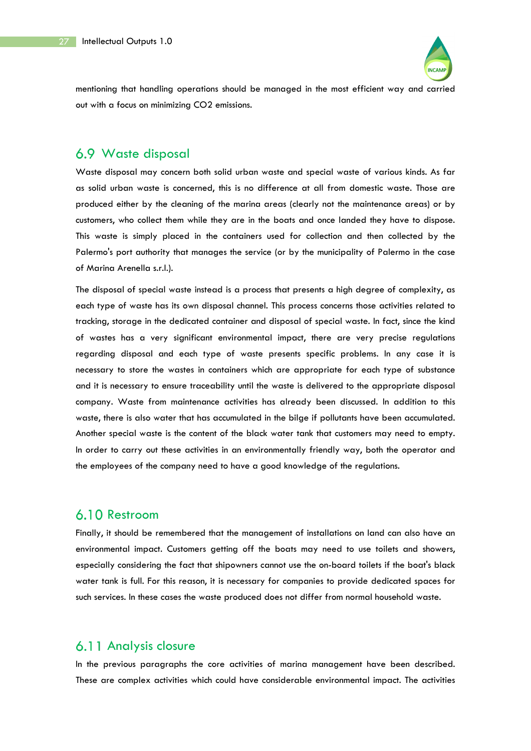mentioning that handling operations should be managed in the most efficient way and carried out with a focus on minimizing CO2 emissions.

## 6.9 Waste disposal

Waste disposal may concern both solid urban waste and special waste of various kinds. As far as solid urban waste is concerned, this is no difference at all from domestic waste. Those are produced either by the cleaning of the marina areas (clearly not the maintenance areas) or by customers, who collect them while they are in the boats and once landed they have to dispose. This waste is simply placed in the containers used for collection and then collected by the Palermo's port authority that manages the service (or by the municipality of Palermo in the case of Marina Arenella s.r.l.).

The disposal of special waste instead is a process that presents a high degree of complexity, as each type of waste has its own disposal channel. This process concerns those activities related to tracking, storage in the dedicated container and disposal of special waste. In fact, since the kind of wastes has a very significant environmental impact, there are very precise regulations regarding disposal and each type of waste presents specific problems. In any case it is necessary to store the wastes in containers which are appropriate for each type of substance and it is necessary to ensure traceability until the waste is delivered to the appropriate disposal company. Waste from maintenance activities has already been discussed. In addition to this waste, there is also water that has accumulated in the bilge if pollutants have been accumulated. Another special waste is the content of the black water tank that customers may need to empty. In order to carry out these activities in an environmentally friendly way, both the operator and the employees of the company need to have a good knowledge of the regulations.

## 6.10 Restroom

Finally, it should be remembered that the management of installations on land can also have an environmental impact. Customers getting off the boats may need to use toilets and showers, especially considering the fact that shipowners cannot use the on-board toilets if the boat's black water tank is full. For this reason, it is necessary for companies to provide dedicated spaces for such services. In these cases the waste produced does not differ from normal household waste.

## 6.11 Analysis closure

In the previous paragraphs the core activities of marina management have been described. These are complex activities which could have considerable environmental impact. The activities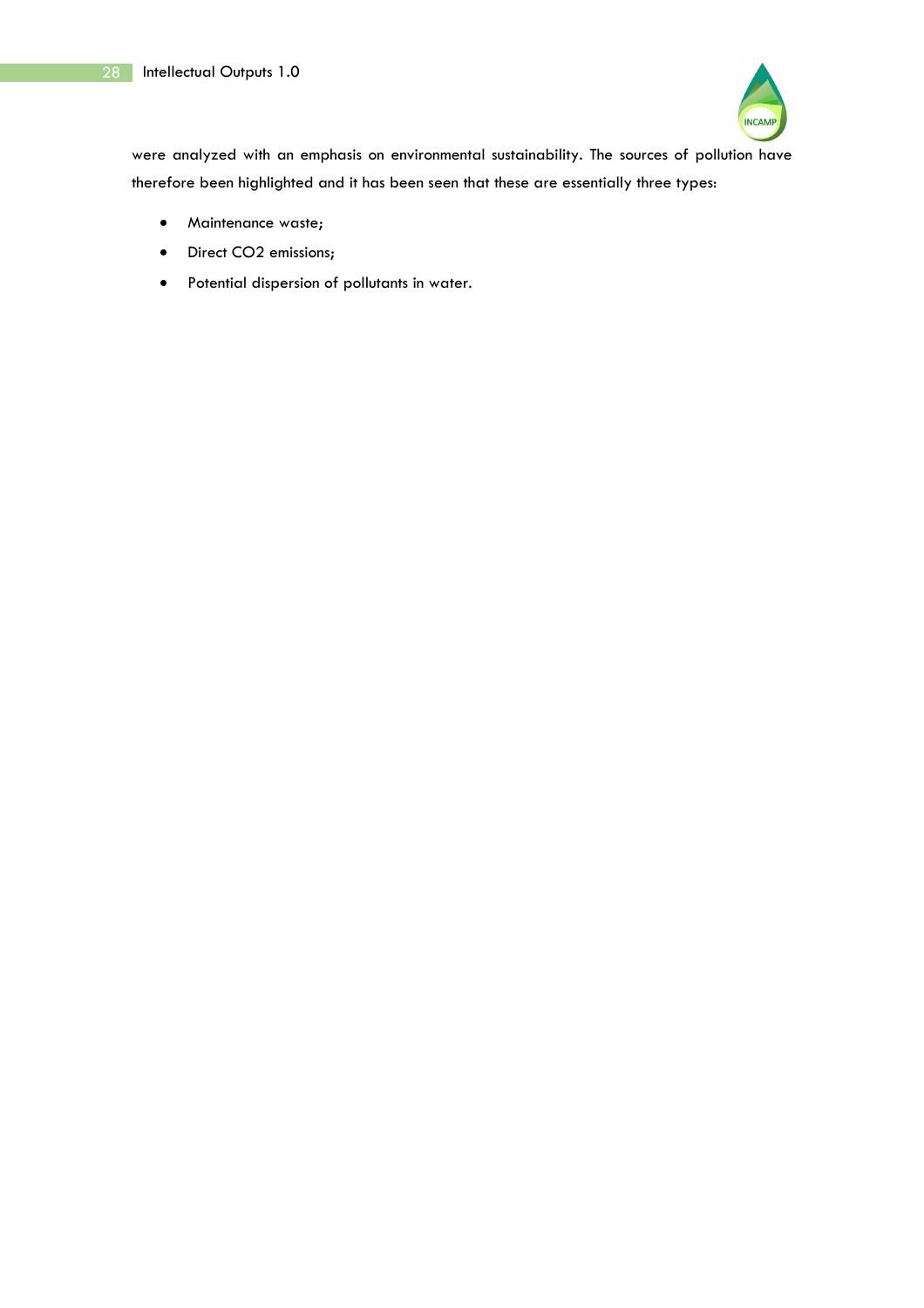were analyzed with an emphasis on environmental sustainability. The sources of pollution have therefore been highlighted and it has been seen that these are essentially three types:

- Maintenance waste;
- Direct $CO_2$ emissions;
- Potential dispersion of pollutants in water.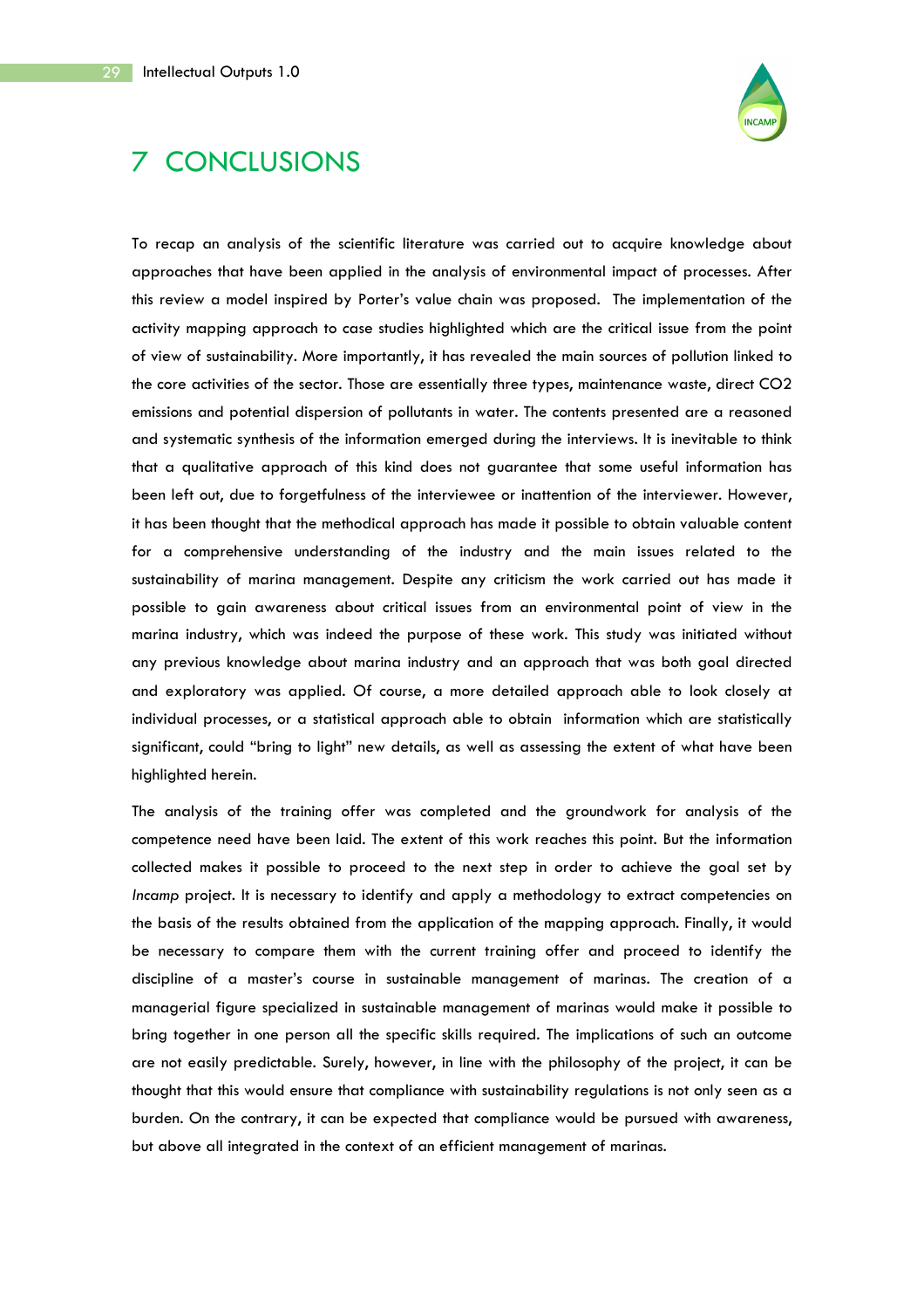# 7 CONCLUSIONS

To recap an analysis of the scientific literature was carried out to acquire knowledge about approaches that have been applied in the analysis of environmental impact of processes. After this review a model inspired by Porter's value chain was proposed. The implementation of the activity mapping approach to case studies highlighted which are the critical issue from the point of view of sustainability. More importantly, it has revealed the main sources of pollution linked to the core activities of the sector. Those are essentially three types, maintenance waste, direct $CO_2$ emissions and potential dispersion of pollutants in water. The contents presented are a reasoned and systematic synthesis of the information emerged during the interviews. It is inevitable to think that a qualitative approach of this kind does not guarantee that some useful information has been left out, due to forgetfulness of the interviewee or inattention of the interviewer. However, it has been thought that the methodical approach has made it possible to obtain valuable content for a comprehensive understanding of the industry and the main issues related to the sustainability of marina management. Despite any criticism the work carried out has made it possible to gain awareness about critical issues from an environmental point of view in the marina industry, which was indeed the purpose of these work. This study was initiated without any previous knowledge about marina industry and an approach that was both goal directed and exploratory was applied. Of course, a more detailed approach able to look closely at individual processes, or a statistical approach able to obtain information which are statistically significant, could "bring to light" new details, as well as assessing the extent of what have been highlighted herein.

The analysis of the training offer was completed and the groundwork for analysis of the competence need have been laid. The extent of this work reaches this point. But the information collected makes it possible to proceed to the next step in order to achieve the goal set by *Incamp* project. It is necessary to identify and apply a methodology to extract competencies on the basis of the results obtained from the application of the mapping approach. Finally, it would be necessary to compare them with the current training offer and proceed to identify the discipline of a master's course in sustainable management of marinas. The creation of a managerial figure specialized in sustainable management of marinas would make it possible to bring together in one person all the specific skills required. The implications of such an outcome are not easily predictable. Surely, however, in line with the philosophy of the project, it can be thought that this would ensure that compliance with sustainability regulations is not only seen as a burden. On the contrary, it can be expected that compliance would be pursued with awareness, but above all integrated in the context of an efficient management of marinas.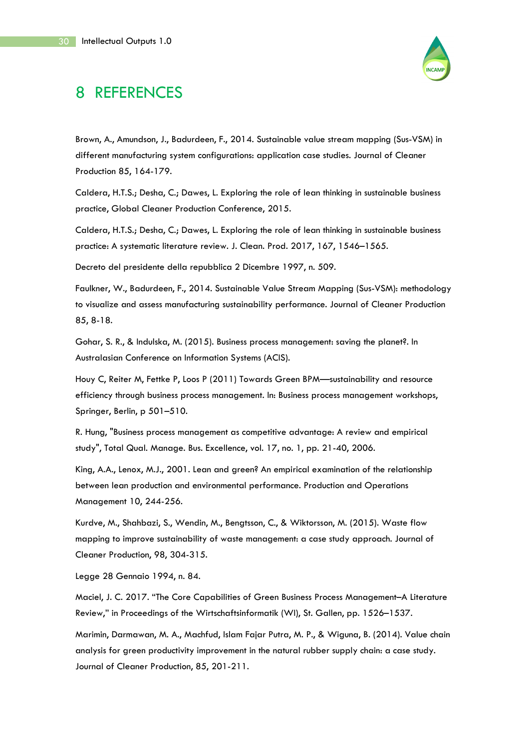# 8 REFERENCES

Brown, A., Amundson, J., Badurdeen, F., 2014. Sustainable value stream mapping (Sus-VSM) in different manufacturing system configurations: application case studies. Journal of Cleaner Production 85, 164-179.

Caldera, H.T.S.; Desha, C.; Dawes, L. Exploring the role of lean thinking in sustainable business practice, Global Cleaner Production Conference, 2015.

Caldera, H.T.S.; Desha, C.; Dawes, L. Exploring the role of lean thinking in sustainable business practice: A systematic literature review. J. Clean. Prod. 2017, 167, 1546–1565.

Decreto del presidente della repubblica 2 Dicembre 1997, n. 509.

Faulkner, W., Badurdeen, F., 2014. Sustainable Value Stream Mapping (Sus-VSM): methodology to visualize and assess manufacturing sustainability performance. Journal of Cleaner Production 85, 8-18.

Gohar, S. R., & Indulska, M. (2015). Business process management: saving the planet?. In Australasian Conference on Information Systems (ACIS).

Houy C, Reiter M, Fettke P, Loos P (2011) Towards Green BPM—sustainability and resource efficiency through business process management. In: Business process management workshops, Springer, Berlin, p 501–510.

R. Hung, "Business process management as competitive advantage: A review and empirical study", Total Qual. Manage. Bus. Excellence, vol. 17, no. 1, pp. 21-40, 2006.

King, A.A., Lenox, M.J., 2001. Lean and green? An empirical examination of the relationship between lean production and environmental performance. Production and Operations Management 10, 244-256.

Kurdve, M., Shahbazi, S., Wendin, M., Bengtsson, C., & Wiktorsson, M. (2015). Waste flow mapping to improve sustainability of waste management: a case study approach. Journal of Cleaner Production, 98, 304-315.

Legge 28 Gennaio 1994, n. 84.

Maciel, J. C. 2017. "The Core Capabilities of Green Business Process Management–A Literature Review," in Proceedings of the Wirtschaftsinformatik (WI), St. Gallen, pp. 1526–1537.

Marimin, Darmawan, M. A., Machfud, Islam Fajar Putra, M. P., & Wiguna, B. (2014). Value chain analysis for green productivity improvement in the natural rubber supply chain: a case study. Journal of Cleaner Production, 85, 201-211.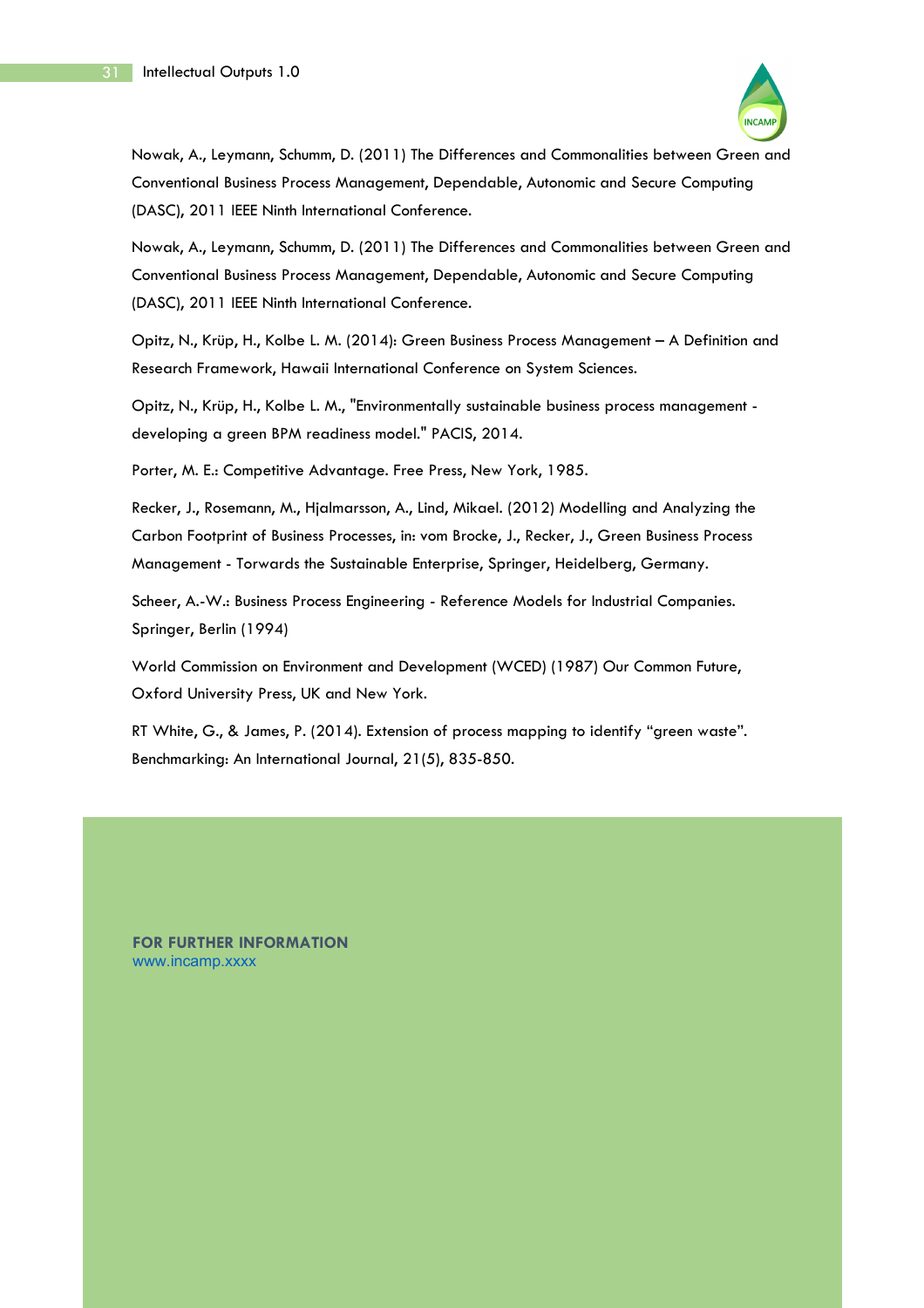Nowak, A., Leymann, Schumm, D. (2011) The Differences and Commonalities between Green and Conventional Business Process Management, Dependable, Autonomic and Secure Computing (DASC), 2011 IEEE Ninth International Conference.

Nowak, A., Leymann, Schumm, D. (2011) The Differences and Commonalities between Green and Conventional Business Process Management, Dependable, Autonomic and Secure Computing (DASC), 2011 IEEE Ninth International Conference.

Opitz, N., Krüp, H., Kolbe L. M. (2014): Green Business Process Management – A Definition and Research Framework, Hawaii International Conference on System Sciences.

Opitz, N., Krüp, H., Kolbe L. M., "Environmentally sustainable business process management - developing a green BPM readiness model." PACIS, 2014.

Porter, M. E.: Competitive Advantage. Free Press, New York, 1985.

Recker, J., Rosemann, M., Hjalmarsson, A., Lind, Mikael. (2012) Modelling and Analyzing the Carbon Footprint of Business Processes, in: vom Brocke, J., Recker, J., Green Business Process Management - Torwards the Sustainable Enterprise, Springer, Heidelberg, Germany.

Scheer, A.-W.: Business Process Engineering - Reference Models for Industrial Companies. Springer, Berlin (1994)

World Commission on Environment and Development (WCED) (1987) Our Common Future, Oxford University Press, UK and New York.

RT White, G., & James, P. (2014). Extension of process mapping to identify "green waste". Benchmarking: An International Journal, 21(5), 835-850.

**FOR FURTHER INFORMATION**
www.incamp.xxxx